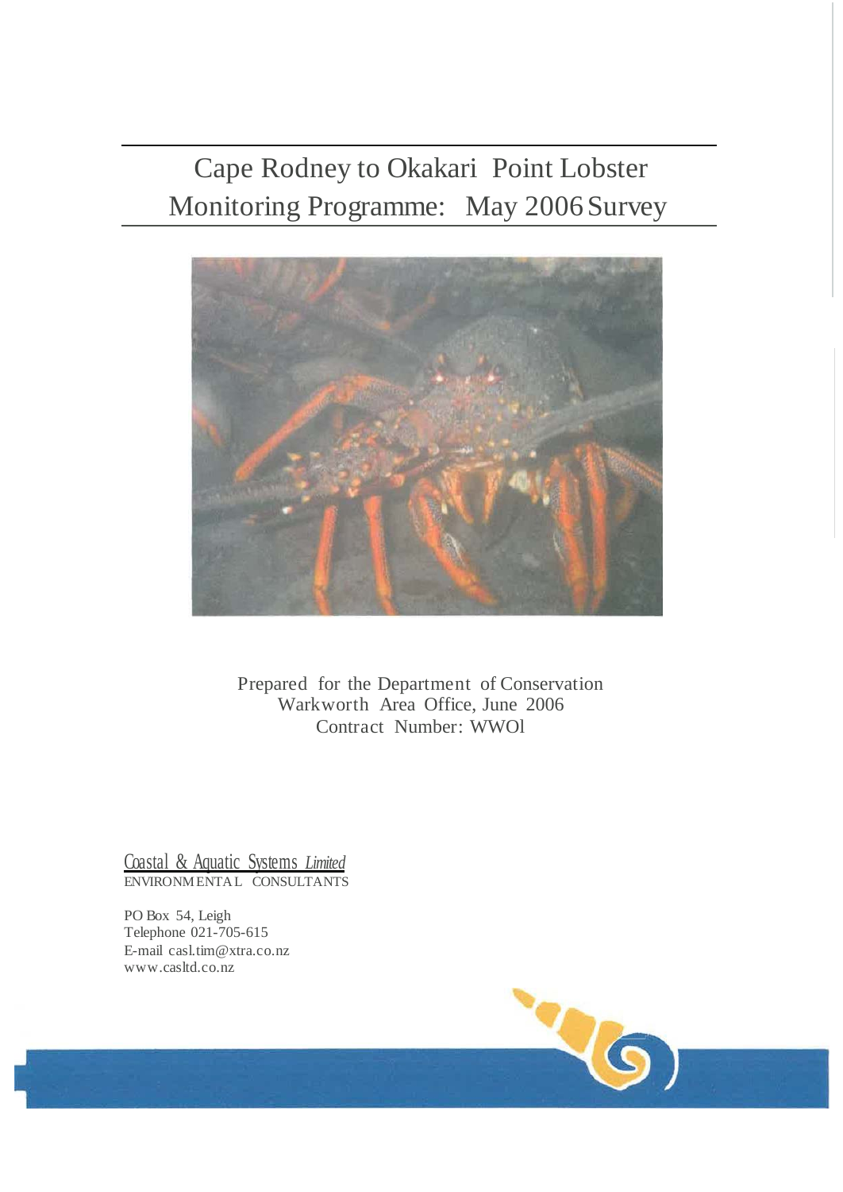# Cape Rodney to Okakari Point Lobster Monitoring Programme: May 2006 Survey

Prepared for the Department of Conservation
Warkworth Area Office, June 2006
Contract Number: WWOl

Coastal & Aquatic Systems *Limited*
ENVIRONMENTAL CONSULTANTS

PO Box 54, Leigh
Telephone 021-705-615
E-mail casl.tim@xtra.co.nz
www.casltd.co.nz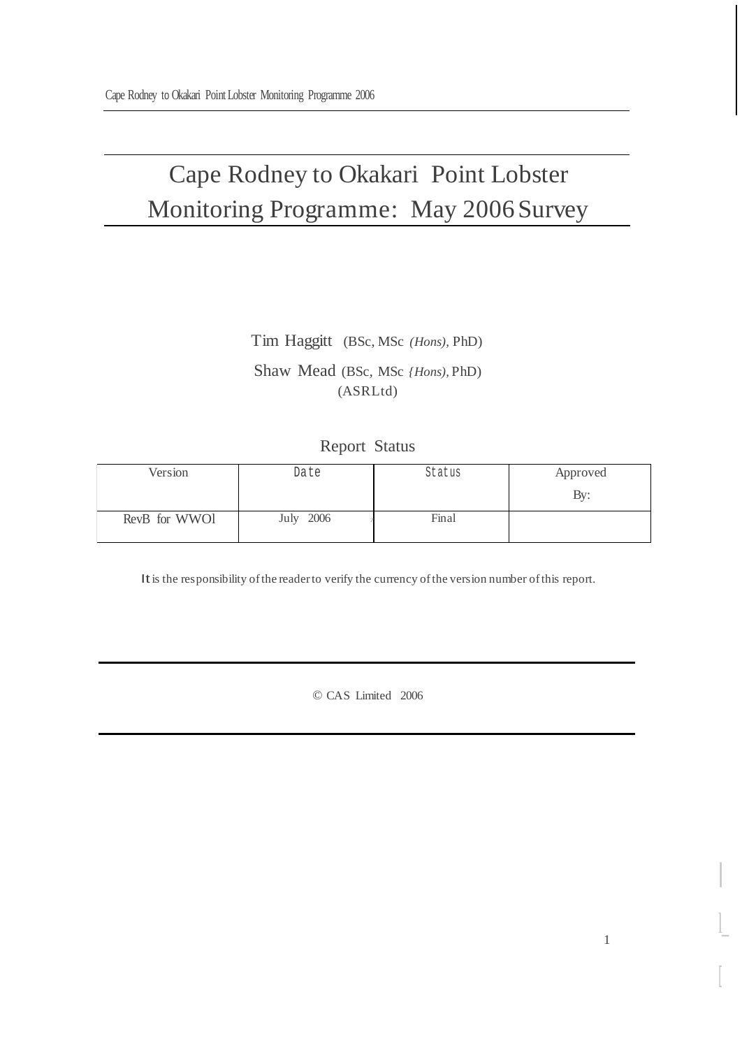# Cape Rodney to Okakari Point Lobster Monitoring Programme: May 2006 Survey

Tim Haggitt (BSc, MSc *(Hons),* PhD)

Shaw Mead (BSc, MSc *{Hons),* PhD)

(ASRLtd)

Report Status

| Version | Date | Status | Approved By: |
|---|---|---|---|
| RevB for WWOl | July 2006 | Final | |

It is the responsibility of the reader to verify the currency of the version number of this report.

© CAS Limited 2006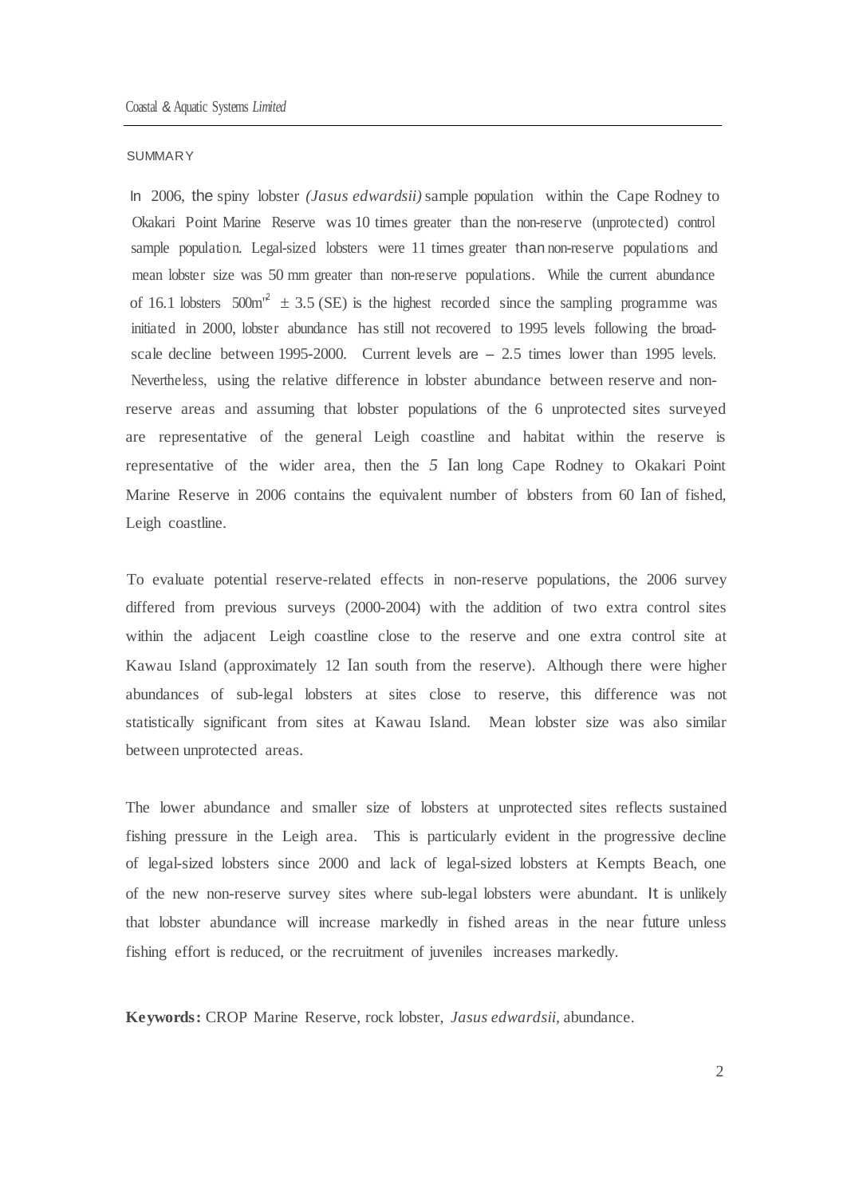## SUMMARY

In 2006, the spiny lobster *(Jasus edwardsii)* sample population within the Cape Rodney to Okakari Point Marine Reserve was 10 times greater than the non-reserve (unprotected) control sample population. Legal-sized lobsters were 11 times greater than non-reserve populations and mean lobster size was 50 mm greater than non-reserve populations. While the current abundance of 16.1 lobsters $500m^{-2}$ $\pm$ 3.5 (SE) is the highest recorded since the sampling programme was initiated in 2000, lobster abundance has still not recovered to 1995 levels following the broad-scale decline between 1995-2000. Current levels are – 2.5 times lower than 1995 levels. Nevertheless, using the relative difference in lobster abundance between reserve and non-reserve areas and assuming that lobster populations of the 6 unprotected sites surveyed are representative of the general Leigh coastline and habitat within the reserve is representative of the wider area, then the 5 Ian long Cape Rodney to Okakari Point Marine Reserve in 2006 contains the equivalent number of lobsters from 60 Ian of fished, Leigh coastline.

To evaluate potential reserve-related effects in non-reserve populations, the 2006 survey differed from previous surveys (2000-2004) with the addition of two extra control sites within the adjacent Leigh coastline close to the reserve and one extra control site at Kawau Island (approximately 12 Ian south from the reserve). Although there were higher abundances of sub-legal lobsters at sites close to reserve, this difference was not statistically significant from sites at Kawau Island. Mean lobster size was also similar between unprotected areas.

The lower abundance and smaller size of lobsters at unprotected sites reflects sustained fishing pressure in the Leigh area. This is particularly evident in the progressive decline of legal-sized lobsters since 2000 and lack of legal-sized lobsters at Kempts Beach, one of the new non-reserve survey sites where sub-legal lobsters were abundant. It is unlikely that lobster abundance will increase markedly in fished areas in the near future unless fishing effort is reduced, or the recruitment of juveniles increases markedly.

**Keywords:** CROP Marine Reserve, rock lobster, *Jasus edwardsii,* abundance.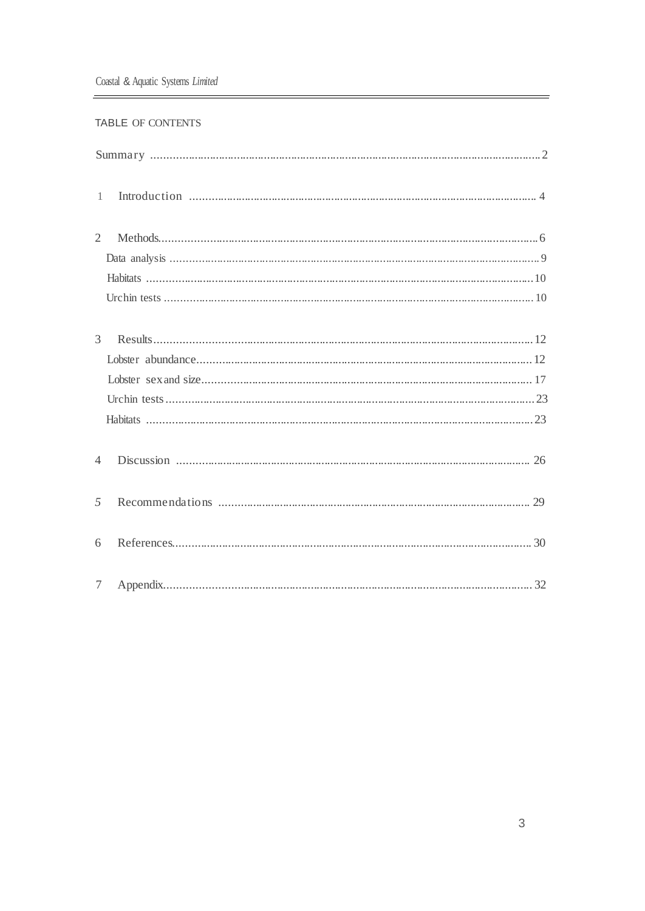## TABLE OF CONTENTS

Summary .......................................................................................................................... 2

1 Introduction ................................................................................................................. 4

2 Methods......................................................................................................................... 6

Data analysis ...................................................................................................................... 9

Habitats ............................................................................................................................ 10

Urchin tests ....................................................................................................................... 10

3 Results........................................................................................................................... 12

Lobster abundance............................................................................................................. 12

Lobster sex and size........................................................................................................... 17

Urchin tests ....................................................................................................................... 23

Habitats ............................................................................................................................ 23

4 Discussion ................................................................................................................... 26

5 Recommendations ....................................................................................................... 29

6 References..................................................................................................................... 30

7 Appendix....................................................................................................................... 32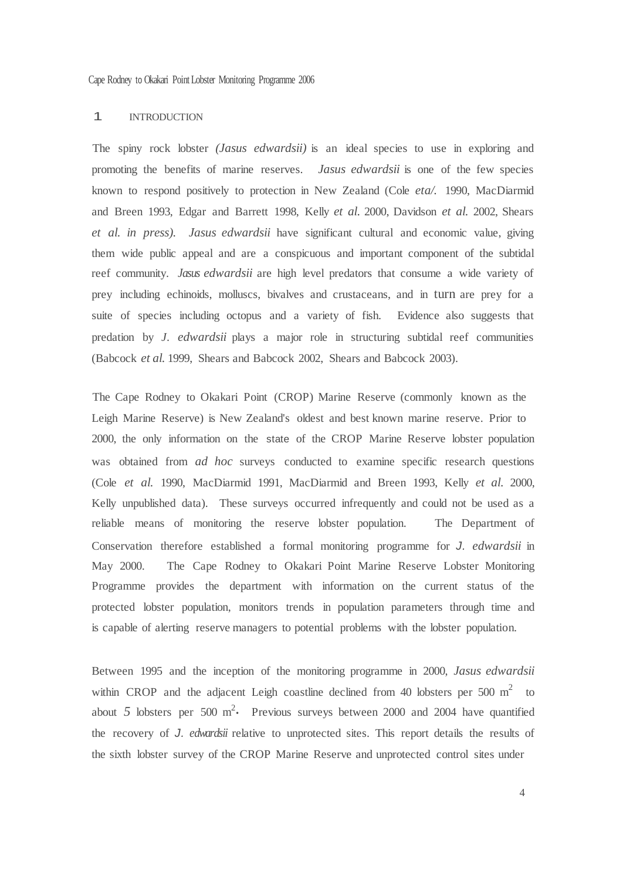# 1 INTRODUCTION

The spiny rock lobster *(Jasus edwardsii)* is an ideal species to use in exploring and promoting the benefits of marine reserves. *Jasus edwardsii* is one of the few species known to respond positively to protection in New Zealand (Cole *eta/.* 1990, MacDiarmid and Breen 1993, Edgar and Barrett 1998, Kelly *et al.* 2000, Davidson *et al.* 2002, Shears *et al. in press). Jasus edwardsii* have significant cultural and economic value, giving them wide public appeal and are a conspicuous and important component of the subtidal reef community. *Jasus edwardsii* are high level predators that consume a wide variety of prey including echinoids, molluscs, bivalves and crustaceans, and in turn are prey for a suite of species including octopus and a variety of fish. Evidence also suggests that predation by *J. edwardsii* plays a major role in structuring subtidal reef communities (Babcock *et al.* 1999, Shears and Babcock 2002, Shears and Babcock 2003).

The Cape Rodney to Okakari Point (CROP) Marine Reserve (commonly known as the Leigh Marine Reserve) is New Zealand's oldest and best known marine reserve. Prior to 2000, the only information on the state of the CROP Marine Reserve lobster population was obtained from *ad hoc* surveys conducted to examine specific research questions (Cole *et al.* 1990, MacDiarmid 1991, MacDiarmid and Breen 1993, Kelly *et al.* 2000, Kelly unpublished data). These surveys occurred infrequently and could not be used as a reliable means of monitoring the reserve lobster population. The Department of Conservation therefore established a formal monitoring programme for *J. edwardsii* in May 2000. The Cape Rodney to Okakari Point Marine Reserve Lobster Monitoring Programme provides the department with information on the current status of the protected lobster population, monitors trends in population parameters through time and is capable of alerting reserve managers to potential problems with the lobster population.

Between 1995 and the inception of the monitoring programme in 2000, *Jasus edwardsii* within CROP and the adjacent Leigh coastline declined from 40 lobsters per 500 $m^2$ to about 5 lobsters per 500 $m^2$. Previous surveys between 2000 and 2004 have quantified the recovery of *J. edwardsii* relative to unprotected sites. This report details the results of the sixth lobster survey of the CROP Marine Reserve and unprotected control sites under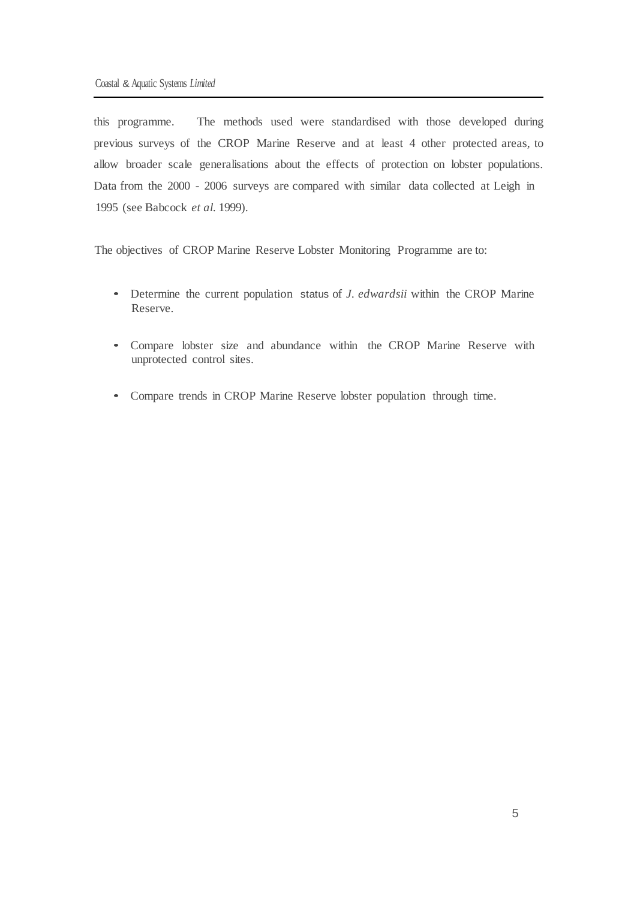this programme. The methods used were standardised with those developed during previous surveys of the CROP Marine Reserve and at least 4 other protected areas, to allow broader scale generalisations about the effects of protection on lobster populations. Data from the 2000 - 2006 surveys are compared with similar data collected at Leigh in 1995 (see Babcock *et al.* 1999).

The objectives of CROP Marine Reserve Lobster Monitoring Programme are to:

- Determine the current population status of *J. edwardsii* within the CROP Marine Reserve.
- Compare lobster size and abundance within the CROP Marine Reserve with unprotected control sites.
- Compare trends in CROP Marine Reserve lobster population through time.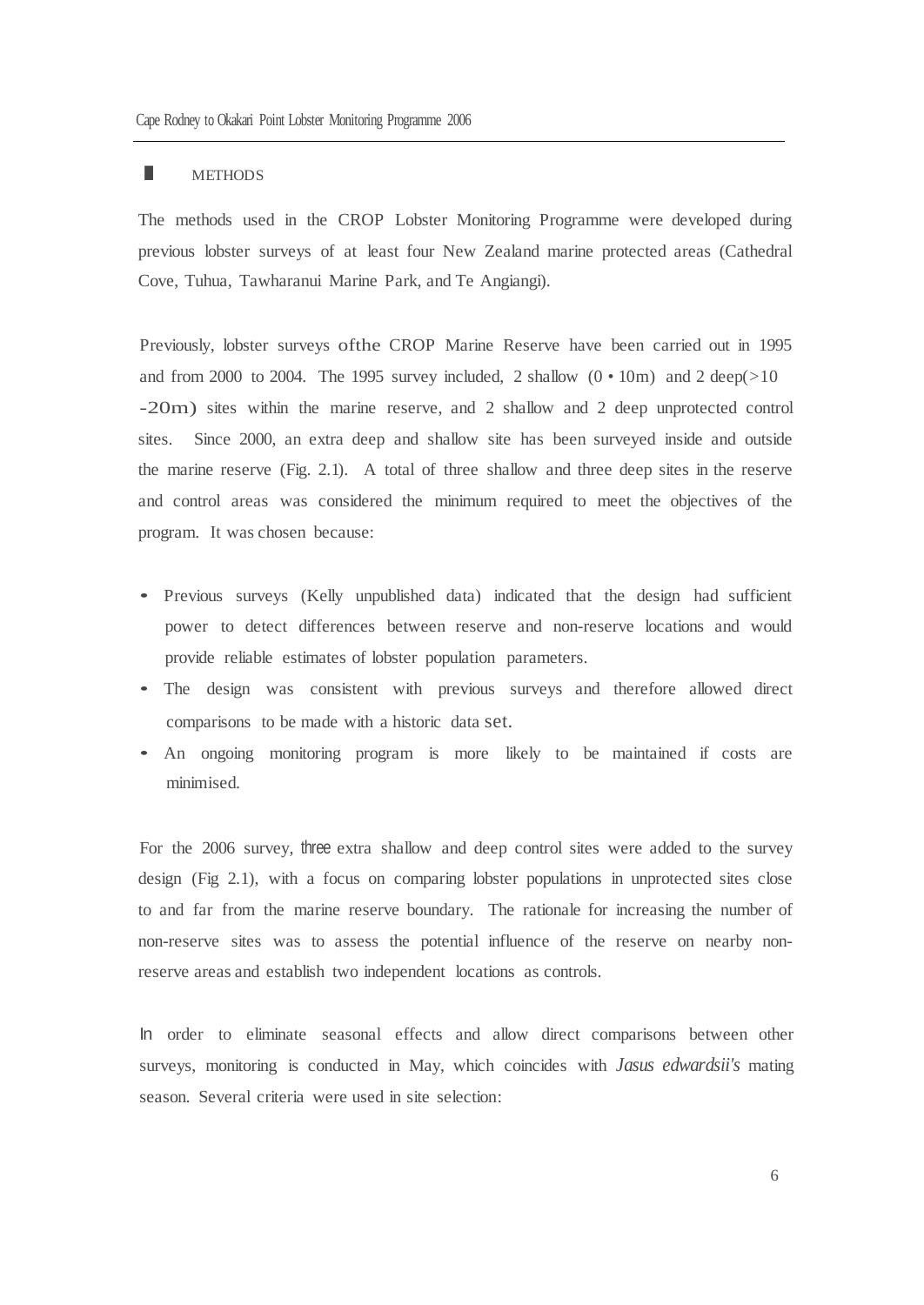## METHODS

The methods used in the CROP Lobster Monitoring Programme were developed during previous lobster surveys of at least four New Zealand marine protected areas (Cathedral Cove, Tuhua, Tawharanui Marine Park, and Te Angiangi).

Previously, lobster surveys ofthe CROP Marine Reserve have been carried out in 1995 and from 2000 to 2004. The 1995 survey included, 2 shallow (0 • 10m) and 2 deep(>10 -20m) sites within the marine reserve, and 2 shallow and 2 deep unprotected control sites. Since 2000, an extra deep and shallow site has been surveyed inside and outside the marine reserve (Fig. 2.1). A total of three shallow and three deep sites in the reserve and control areas was considered the minimum required to meet the objectives of the program. It was chosen because:

- Previous surveys (Kelly unpublished data) indicated that the design had sufficient power to detect differences between reserve and non-reserve locations and would provide reliable estimates of lobster population parameters.
- The design was consistent with previous surveys and therefore allowed direct comparisons to be made with a historic data set.
- An ongoing monitoring program is more likely to be maintained if costs are minimised.

For the 2006 survey, three extra shallow and deep control sites were added to the survey design (Fig 2.1), with a focus on comparing lobster populations in unprotected sites close to and far from the marine reserve boundary. The rationale for increasing the number of non-reserve sites was to assess the potential influence of the reserve on nearby non-reserve areas and establish two independent locations as controls.

In order to eliminate seasonal effects and allow direct comparisons between other surveys, monitoring is conducted in May, which coincides with *Jasus edwardsii's* mating season. Several criteria were used in site selection: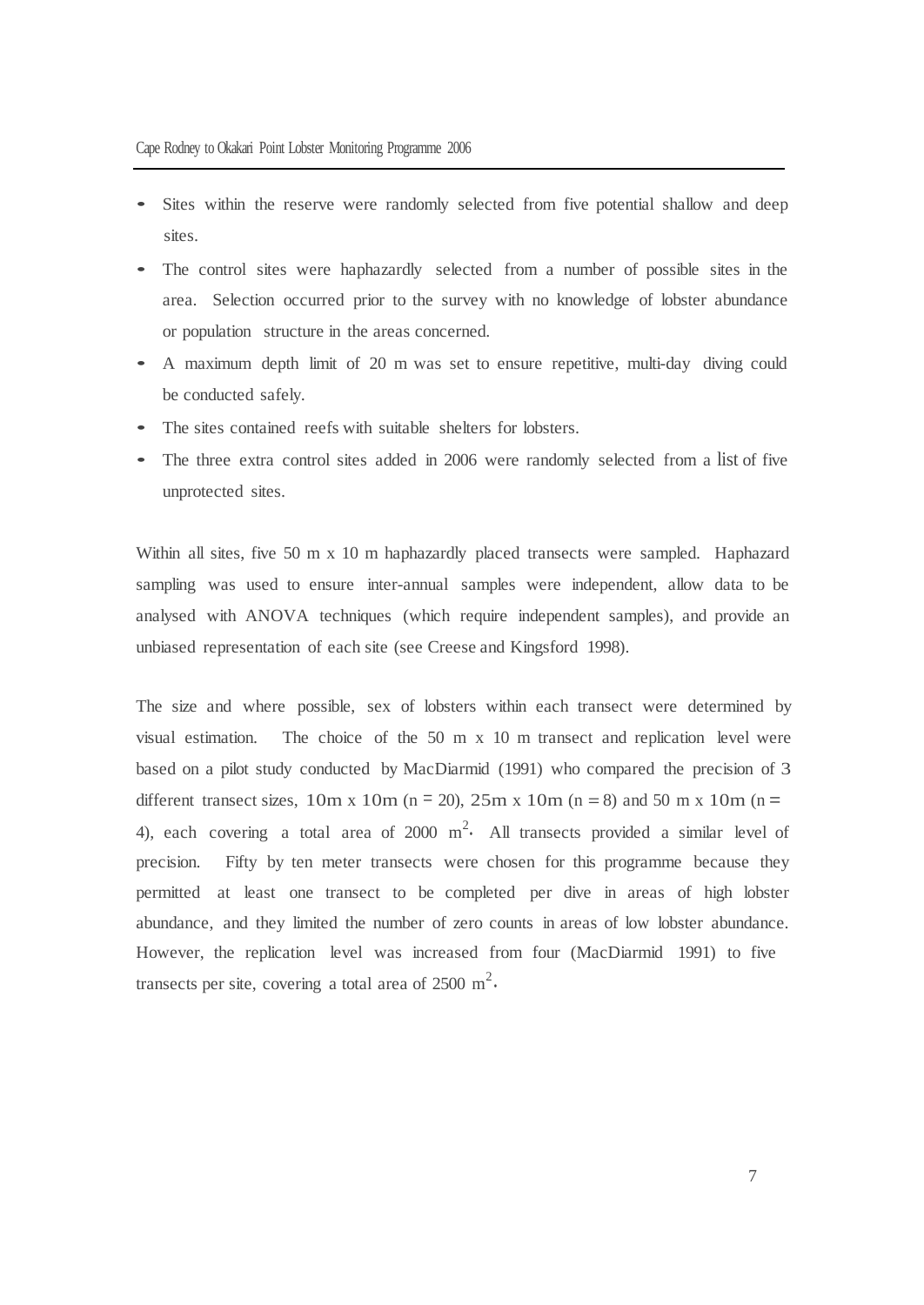- Sites within the reserve were randomly selected from five potential shallow and deep sites.
- The control sites were haphazardly selected from a number of possible sites in the area. Selection occurred prior to the survey with no knowledge of lobster abundance or population structure in the areas concerned.
- A maximum depth limit of 20 m was set to ensure repetitive, multi-day diving could be conducted safely.
- The sites contained reefs with suitable shelters for lobsters.
- The three extra control sites added in 2006 were randomly selected from a list of five unprotected sites.

Within all sites, five 50 m x 10 m haphazardly placed transects were sampled. Haphazard sampling was used to ensure inter-annual samples were independent, allow data to be analysed with ANOVA techniques (which require independent samples), and provide an unbiased representation of each site (see Creese and Kingsford 1998).

The size and where possible, sex of lobsters within each transect were determined by visual estimation. The choice of the 50 m x 10 m transect and replication level were based on a pilot study conducted by MacDiarmid (1991) who compared the precision of 3 different transect sizes, 10m x 10m (n = 20), 25m x 10m (n = 8) and 50 m x 10m (n = 4), each covering a total area of 2000 $m^2$. All transects provided a similar level of precision. Fifty by ten meter transects were chosen for this programme because they permitted at least one transect to be completed per dive in areas of high lobster abundance, and they limited the number of zero counts in areas of low lobster abundance. However, the replication level was increased from four (MacDiarmid 1991) to five transects per site, covering a total area of 2500 $m^2$.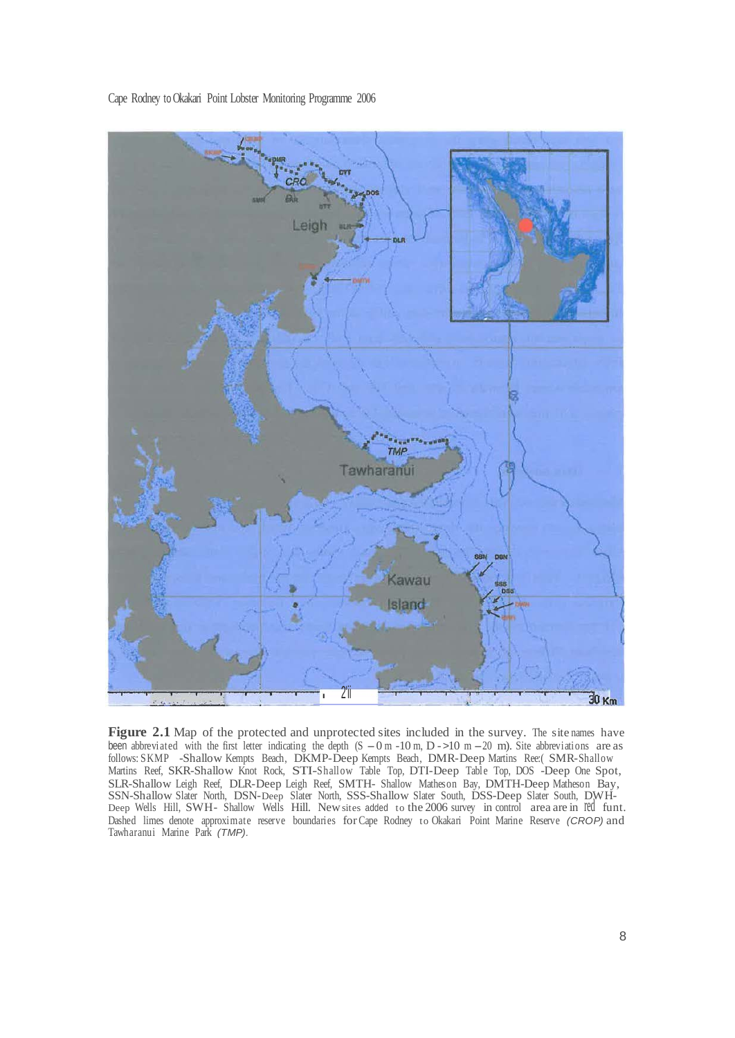**Figure 2.1** Map of the protected and unprotected sites included in the survey. The site names have been abbreviated with the first letter indicating the depth (S – 0 m -10 m, D - >10 m – 20 m). Site abbreviations are as follows: SKMP -Shallow Kempts Beach, DKMP-Deep Kempts Beach, DMR-Deep Martins Ree:( SMR-Shallow Martins Reef, SKR-Shallow Knot Rock, STI-Shallow Table Top, DTI-Deep Table Top, DOS -Deep One Spot, SLR-Shallow Leigh Reef, DLR-Deep Leigh Reef, SMTH- Shallow Matheson Bay, DMTH-Deep Matheson Bay, SSN-Shallow Slater North, DSN-Deep Slater North, SSS-Shallow Slater South, DSS-Deep Slater South, DWH-Deep Wells Hill, SWH- Shallow Wells Hill. New sites added to the 2006 survey in control area are in red funt. Dashed limes denote approximate reserve boundaries for Cape Rodney to Okakari Point Marine Reserve *(CROP)* and Tawharanui Marine Park *(TMP)*.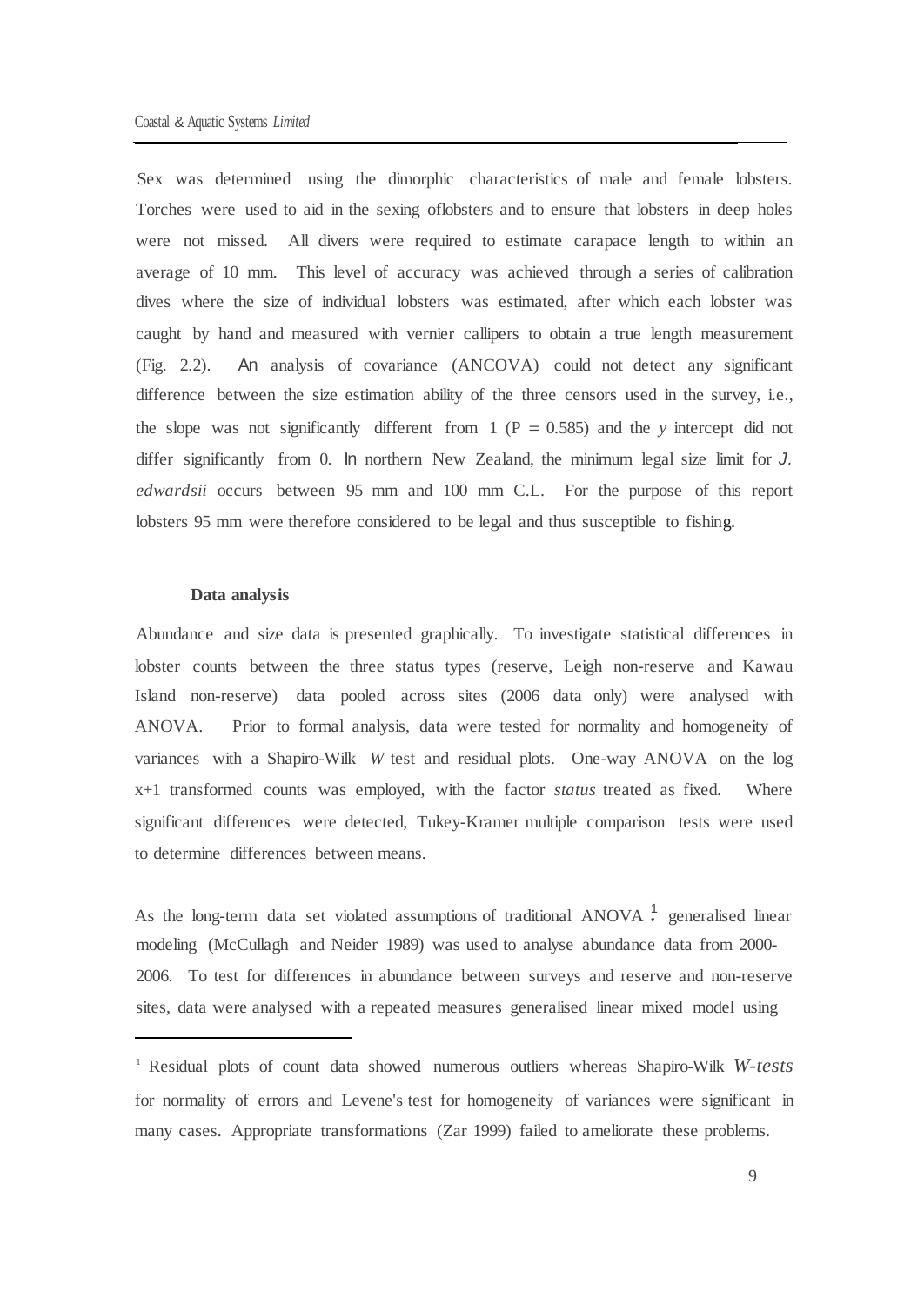Sex was determined using the dimorphic characteristics of male and female lobsters. Torches were used to aid in the sexing oflobsters and to ensure that lobsters in deep holes were not missed. All divers were required to estimate carapace length to within an average of 10 mm. This level of accuracy was achieved through a series of calibration dives where the size of individual lobsters was estimated, after which each lobster was caught by hand and measured with vernier callipers to obtain a true length measurement (Fig. 2.2). An analysis of covariance (ANCOVA) could not detect any significant difference between the size estimation ability of the three censors used in the survey, i.e., the slope was not significantly different from 1 ($P = 0.585$) and the *y* intercept did not differ significantly from 0. In northern New Zealand, the minimum legal size limit for *J. edwardsii* occurs between 95 mm and 100 mm C.L. For the purpose of this report lobsters 95 mm were therefore considered to be legal and thus susceptible to fishing.

**Data analysis**

Abundance and size data is presented graphically. To investigate statistical differences in lobster counts between the three status types (reserve, Leigh non-reserve and Kawau Island non-reserve) data pooled across sites (2006 data only) were analysed with ANOVA. Prior to formal analysis, data were tested for normality and homogeneity of variances with a Shapiro-Wilk *W* test and residual plots. One-way ANOVA on the log x+1 transformed counts was employed, with the factor *status* treated as fixed. Where significant differences were detected, Tukey-Kramer multiple comparison tests were used to determine differences between means.

As the long-term data set violated assumptions of traditional ANOVA[1], generalised linear modeling (McCullagh and Neider 1989) was used to analyse abundance data from 2000-2006. To test for differences in abundance between surveys and reserve and non-reserve sites, data were analysed with a repeated measures generalised linear mixed model using

---

[1] Residual plots of count data showed numerous outliers whereas Shapiro-Wilk *W-tests* for normality of errors and Levene's test for homogeneity of variances were significant in many cases. Appropriate transformations (Zar 1999) failed to ameliorate these problems.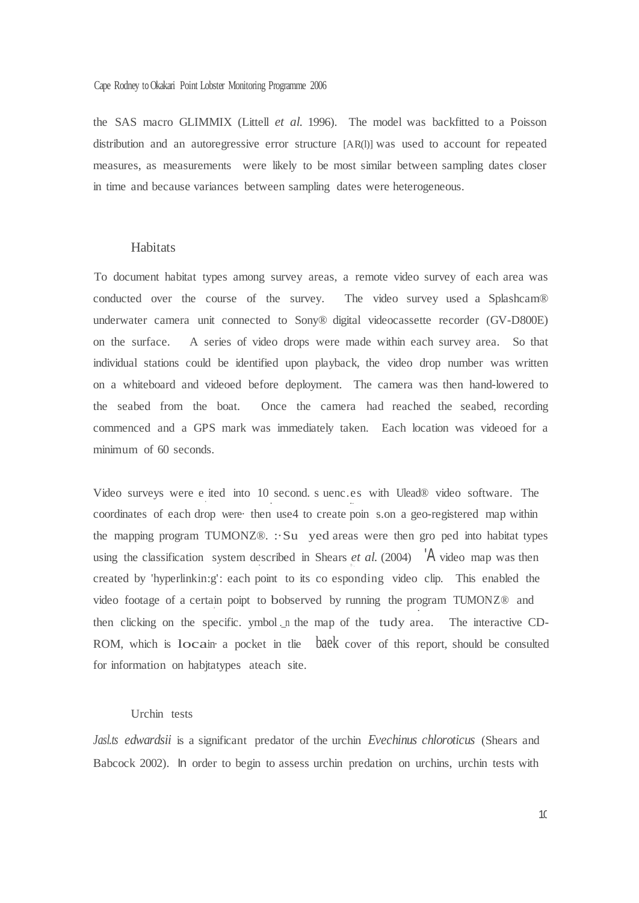the SAS macro GLIMMIX (Littell *et al.* 1996). The model was backfitted to a Poisson distribution and an autoregressive error structure [AR(l)] was used to account for repeated measures, as measurements were likely to be most similar between sampling dates closer in time and because variances between sampling dates were heterogeneous.

## Habitats

To document habitat types among survey areas, a remote video survey of each area was conducted over the course of the survey. The video survey used a Splashcam® underwater camera unit connected to Sony® digital videocassette recorder (GV-D800E) on the surface. A series of video drops were made within each survey area. So that individual stations could be identified upon playback, the video drop number was written on a whiteboard and videoed before deployment. The camera was then hand-lowered to the seabed from the boat. Once the camera had reached the seabed, recording commenced and a GPS mark was immediately taken. Each location was videoed for a minimum of 60 seconds.

Video surveys were e ited into 10 second. s uenc.es with Ulead® video software. The coordinates of each drop were· then use4 to create poin s.on a geo-registered map within the mapping program TUMONZ®. :·Su yed areas were then gro ped into habitat types using the classification system described in Shears *et al.* (2004) 'A video map was then created by 'hyperlinkin:g': each point to its co esponding video clip. This enabled the video footage of a certain poipt to bobserved by running the program TUMONZ® and then clicking on the specific. ymbol _n the map of the tudy area. The interactive CD-ROM, which is locain· a pocket in tlie baek cover of this report, should be consulted for information on habjtatypes ateach site.

## Urchin tests

*Jasl.ts edwardsii* is a significant predator of the urchin *Evechinus chloroticus* (Shears and Babcock 2002). In order to begin to assess urchin predation on urchins, urchin tests with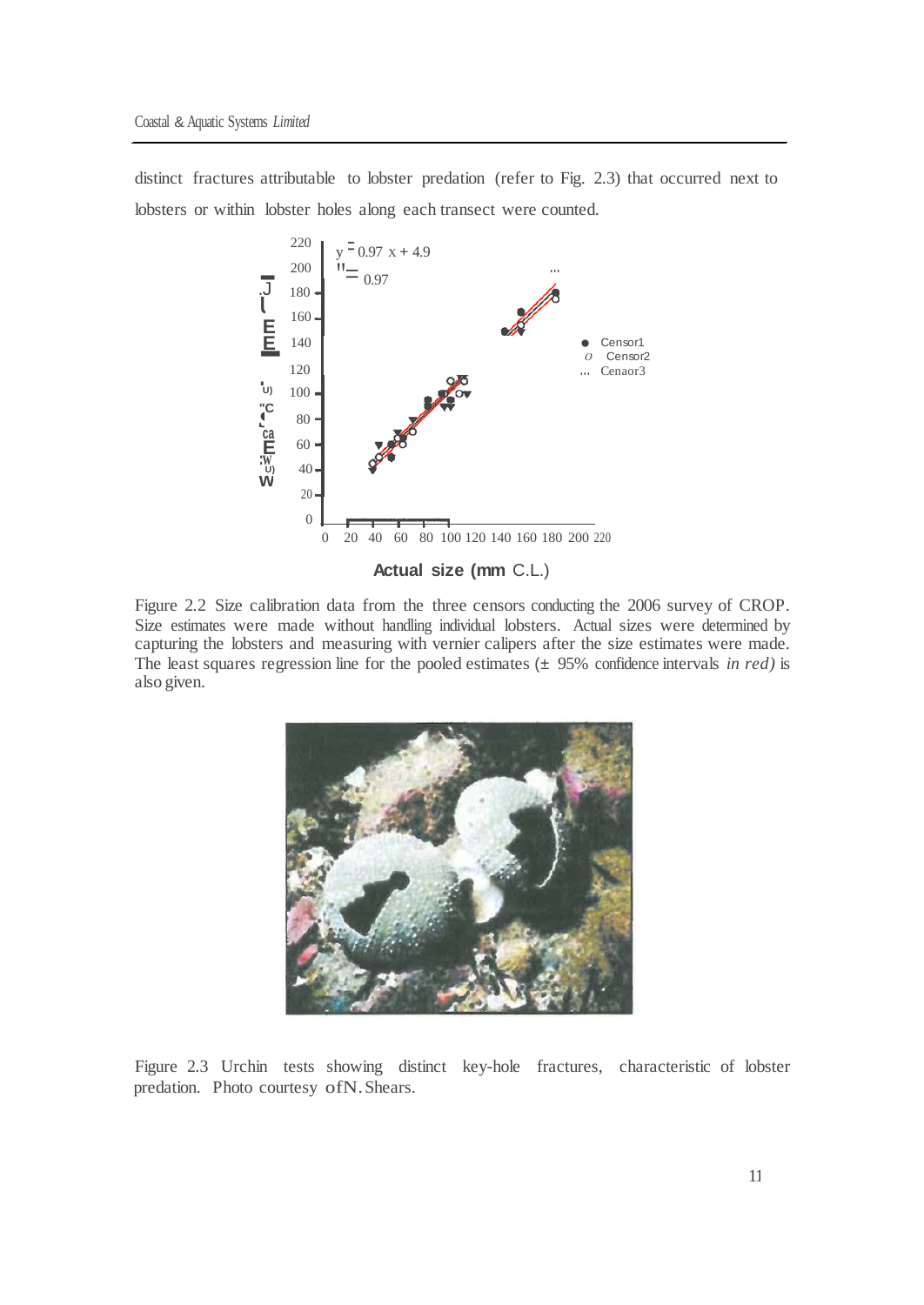distinct fractures attributable to lobster predation (refer to Fig. 2.3) that occurred next to lobsters or within lobster holes along each transect were counted.

Figure 2.2 Size calibration data from the three censors conducting the 2006 survey of CROP. Size estimates were made without handling individual lobsters. Actual sizes were determined by capturing the lobsters and measuring with vernier calipers after the size estimates were made. The least squares regression line for the pooled estimates (± 95% confidence intervals *in red)* is also given.

Figure 2.3 Urchin tests showing distinct key-hole fractures, characteristic of lobster predation. Photo courtesy of N. Shears.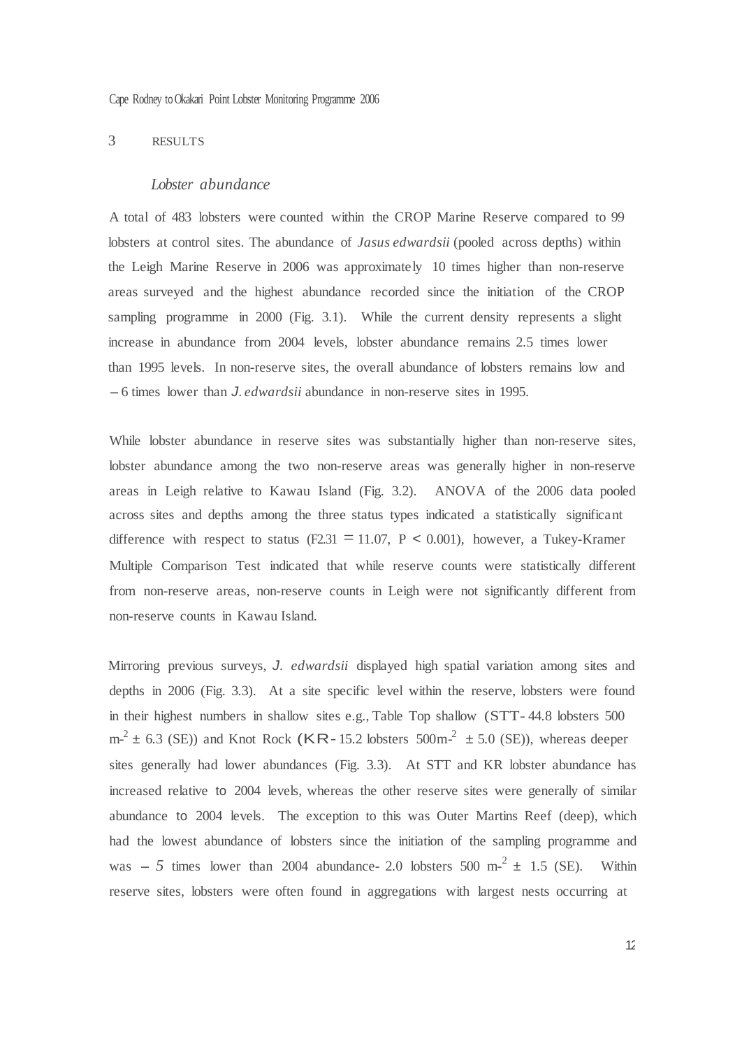# 3 RESULTS

## *Lobster abundance*

A total of 483 lobsters were counted within the CROP Marine Reserve compared to 99 lobsters at control sites. The abundance of *Jasus edwardsii* (pooled across depths) within the Leigh Marine Reserve in 2006 was approximately 10 times higher than non-reserve areas surveyed and the highest abundance recorded since the initiation of the CROP sampling programme in 2000 (Fig. 3.1). While the current density represents a slight increase in abundance from 2004 levels, lobster abundance remains 2.5 times lower than 1995 levels. In non-reserve sites, the overall abundance of lobsters remains low and – 6 times lower than *J. edwardsii* abundance in non-reserve sites in 1995.

While lobster abundance in reserve sites was substantially higher than non-reserve sites, lobster abundance among the two non-reserve areas was generally higher in non-reserve areas in Leigh relative to Kawau Island (Fig. 3.2). ANOVA of the 2006 data pooled across sites and depths among the three status types indicated a statistically significant difference with respect to status ($F_{2,31} = 11.07$, $P < 0.001$), however, a Tukey-Kramer Multiple Comparison Test indicated that while reserve counts were statistically different from non-reserve areas, non-reserve counts in Leigh were not significantly different from non-reserve counts in Kawau Island.

Mirroring previous surveys, *J. edwardsii* displayed high spatial variation among sites and depths in 2006 (Fig. 3.3). At a site specific level within the reserve, lobsters were found in their highest numbers in shallow sites e.g., Table Top shallow (STT- 44.8 lobsters 500 $m^{-2}$ ± 6.3 (SE)) and Knot Rock (KR- 15.2 lobsters 500$m^{-2}$ ± 5.0 (SE)), whereas deeper sites generally had lower abundances (Fig. 3.3). At STT and KR lobster abundance has increased relative to 2004 levels, whereas the other reserve sites were generally of similar abundance to 2004 levels. The exception to this was Outer Martins Reef (deep), which had the lowest abundance of lobsters since the initiation of the sampling programme and was – 5 times lower than 2004 abundance- 2.0 lobsters 500 $m^{-2}$ ± 1.5 (SE). Within reserve sites, lobsters were often found in aggregations with largest nests occurring at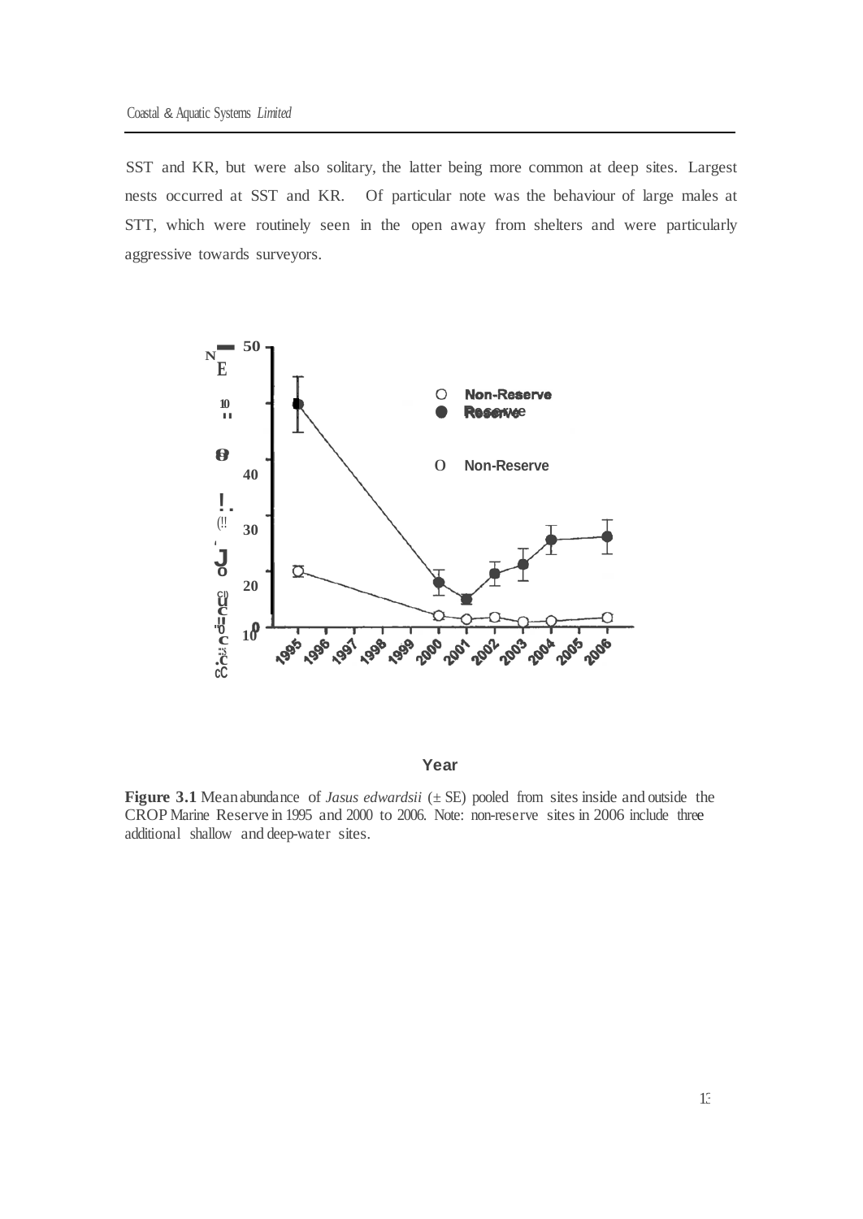SST and KR, but were also solitary, the latter being more common at deep sites. Largest nests occurred at SST and KR. Of particular note was the behaviour of large males at STT, which were routinely seen in the open away from shelters and were particularly aggressive towards surveyors.

**Figure 3.1** Mean abundance of *Jasus edwardsii* (± SE) pooled from sites inside and outside the CROP Marine Reserve in 1995 and 2000 to 2006. Note: non-reserve sites in 2006 include three additional shallow and deep-water sites.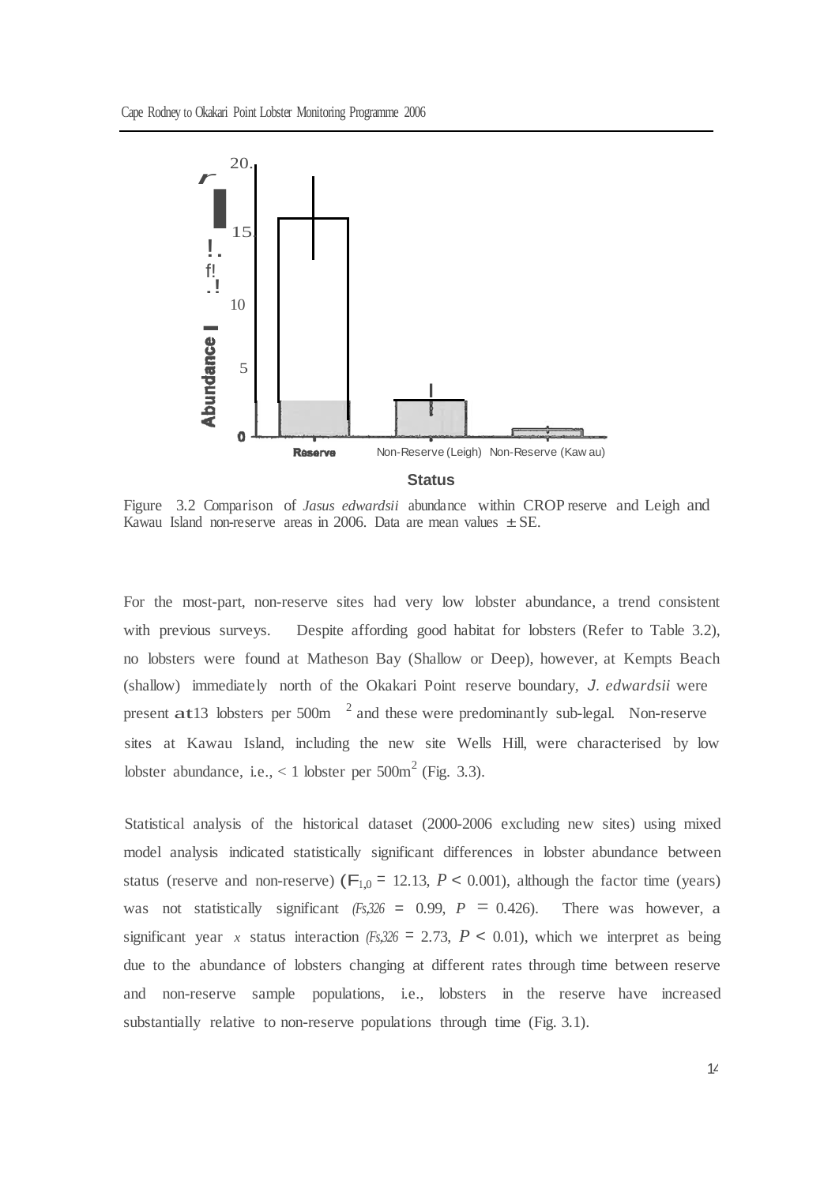Figure 3.2 Comparison of *Jasus edwardsii* abundance within CROP reserve and Leigh and Kawau Island non-reserve areas in 2006. Data are mean values ± SE.

For the most-part, non-reserve sites had very low lobster abundance, a trend consistent with previous surveys. Despite affording good habitat for lobsters (Refer to Table 3.2), no lobsters were found at Matheson Bay (Shallow or Deep), however, at Kempts Beach (shallow) immediately north of the Okakari Point reserve boundary, *J. edwardsii* were present at 13 lobsters per 500m $^2$ and these were predominantly sub-legal. Non-reserve sites at Kawau Island, including the new site Wells Hill, were characterised by low lobster abundance, i.e., < 1 lobster per 500m$^2$ (Fig. 3.3).

Statistical analysis of the historical dataset (2000-2006 excluding new sites) using mixed model analysis indicated statistically significant differences in lobster abundance between status (reserve and non-reserve) ($F_{1,0}$ = 12.13, $P < 0.001$), although the factor time (years) was not statistically significant ($F_{5,326}$ = 0.99, $P$ = 0.426). There was however, a significant year x status interaction ($F_{5,326}$ = 2.73, $P < 0.01$), which we interpret as being due to the abundance of lobsters changing at different rates through time between reserve and non-reserve sample populations, i.e., lobsters in the reserve have increased substantially relative to non-reserve populations through time (Fig. 3.1).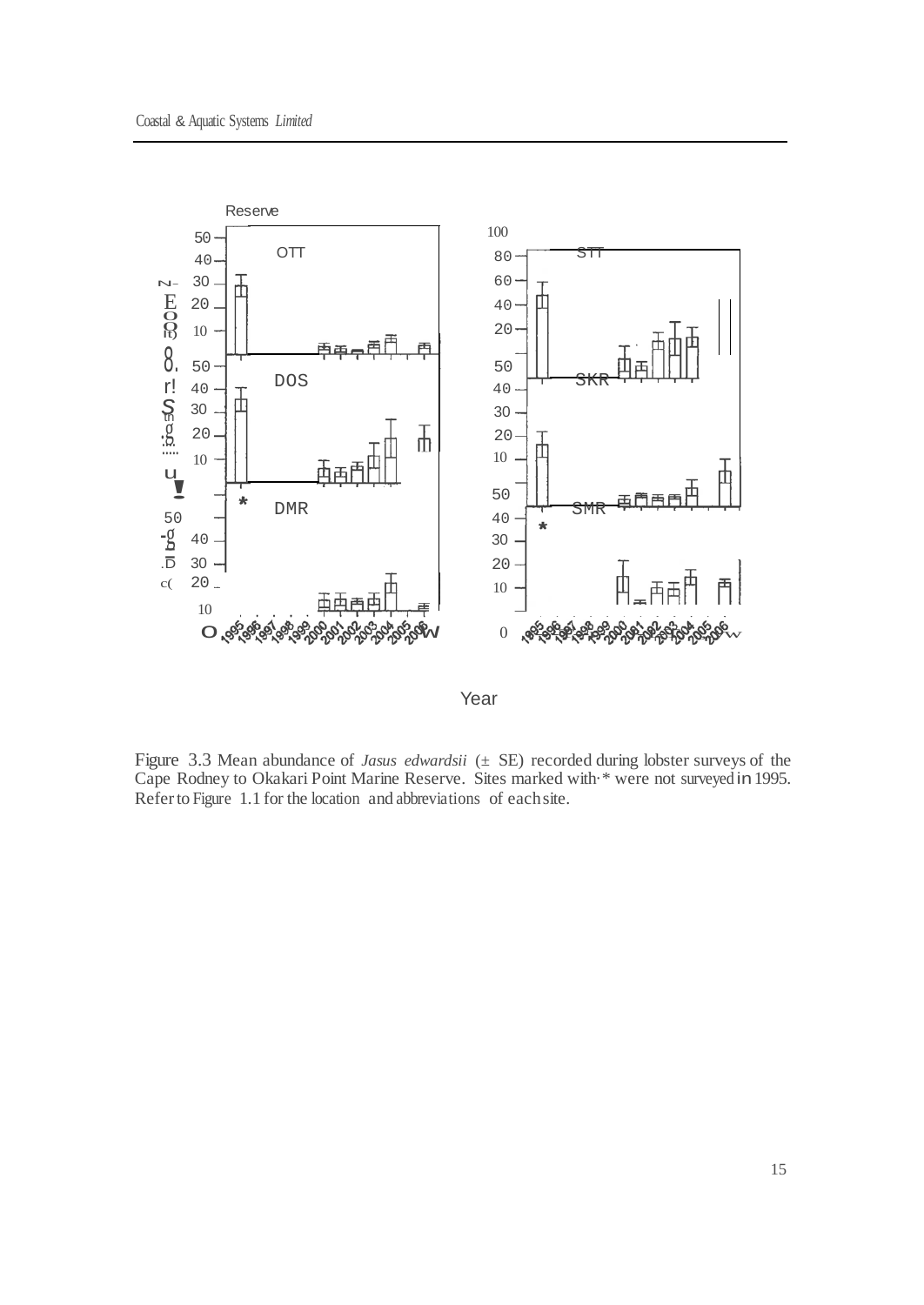Figure 3.3 Mean abundance of *Jasus edwardsii* (± SE) recorded during lobster surveys of the Cape Rodney to Okakari Point Marine Reserve. Sites marked with * were not surveyed in 1995. Refer to Figure 1.1 for the location and abbreviations of each site.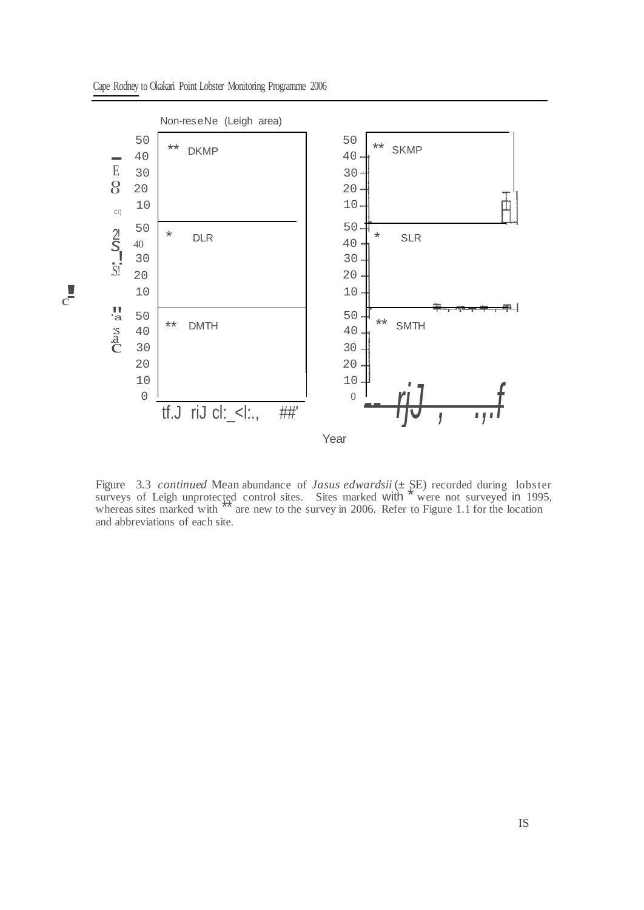Non-reserve (Leigh area)

Figure 3.3 *continued* Mean abundance of *Jasus edwardsii* (± SE) recorded during lobster surveys of Leigh unprotected control sites. Sites marked with * were not surveyed in 1995, whereas sites marked with ** are new to the survey in 2006. Refer to Figure 1.1 for the location and abbreviations of each site.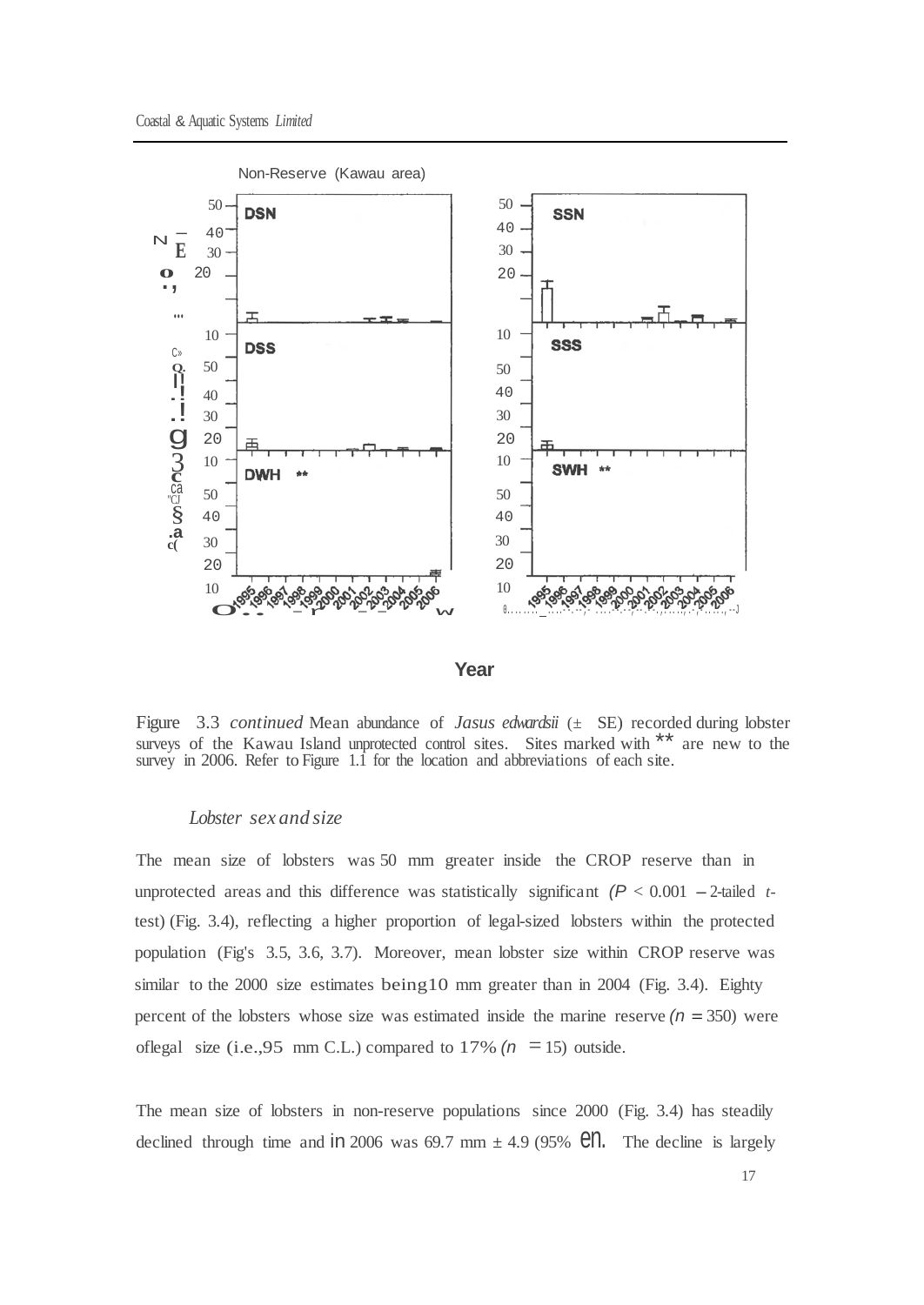Non-Reserve (Kawau area)

Year

Figure 3.3 *continued* Mean abundance of *Jasus edwardsii* (± SE) recorded during lobster surveys of the Kawau Island unprotected control sites. Sites marked with ** are new to the survey in 2006. Refer to Figure 1.1 for the location and abbreviations of each site.

### *Lobster sex and size*

The mean size of lobsters was 50 mm greater inside the CROP reserve than in unprotected areas and this difference was statistically significant ($P < 0.001$ – 2-tailed *t*-test) (Fig. 3.4), reflecting a higher proportion of legal-sized lobsters within the protected population (Fig's 3.5, 3.6, 3.7). Moreover, mean lobster size within CROP reserve was similar to the 2000 size estimates being 10 mm greater than in 2004 (Fig. 3.4). Eighty percent of the lobsters whose size was estimated inside the marine reserve ($n = 350$) were of legal size (i.e., 95 mm C.L.) compared to 17% ($n = 15$) outside.

The mean size of lobsters in non-reserve populations since 2000 (Fig. 3.4) has steadily declined through time and in 2006 was 69.7 mm ± 4.9 (95% CI). The decline is largely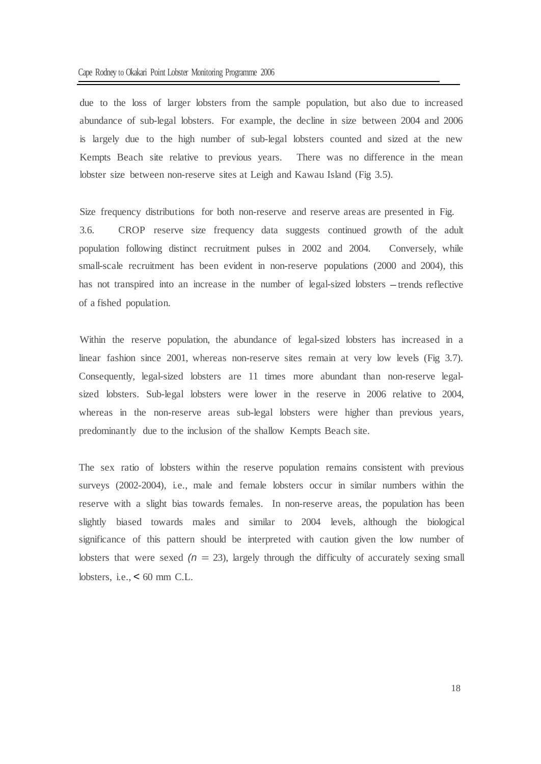due to the loss of larger lobsters from the sample population, but also due to increased abundance of sub-legal lobsters. For example, the decline in size between 2004 and 2006 is largely due to the high number of sub-legal lobsters counted and sized at the new Kempts Beach site relative to previous years. There was no difference in the mean lobster size between non-reserve sites at Leigh and Kawau Island (Fig 3.5).

Size frequency distributions for both non-reserve and reserve areas are presented in Fig. 3.6. CROP reserve size frequency data suggests continued growth of the adult population following distinct recruitment pulses in 2002 and 2004. Conversely, while small-scale recruitment has been evident in non-reserve populations (2000 and 2004), this has not transpired into an increase in the number of legal-sized lobsters – trends reflective of a fished population.

Within the reserve population, the abundance of legal-sized lobsters has increased in a linear fashion since 2001, whereas non-reserve sites remain at very low levels (Fig 3.7). Consequently, legal-sized lobsters are 11 times more abundant than non-reserve legal-sized lobsters. Sub-legal lobsters were lower in the reserve in 2006 relative to 2004, whereas in the non-reserve areas sub-legal lobsters were higher than previous years, predominantly due to the inclusion of the shallow Kempts Beach site.

The sex ratio of lobsters within the reserve population remains consistent with previous surveys (2002-2004), i.e., male and female lobsters occur in similar numbers within the reserve with a slight bias towards females. In non-reserve areas, the population has been slightly biased towards males and similar to 2004 levels, although the biological significance of this pattern should be interpreted with caution given the low number of lobsters that were sexed ($n = 23$), largely through the difficulty of accurately sexing small lobsters, i.e., < 60 mm C.L.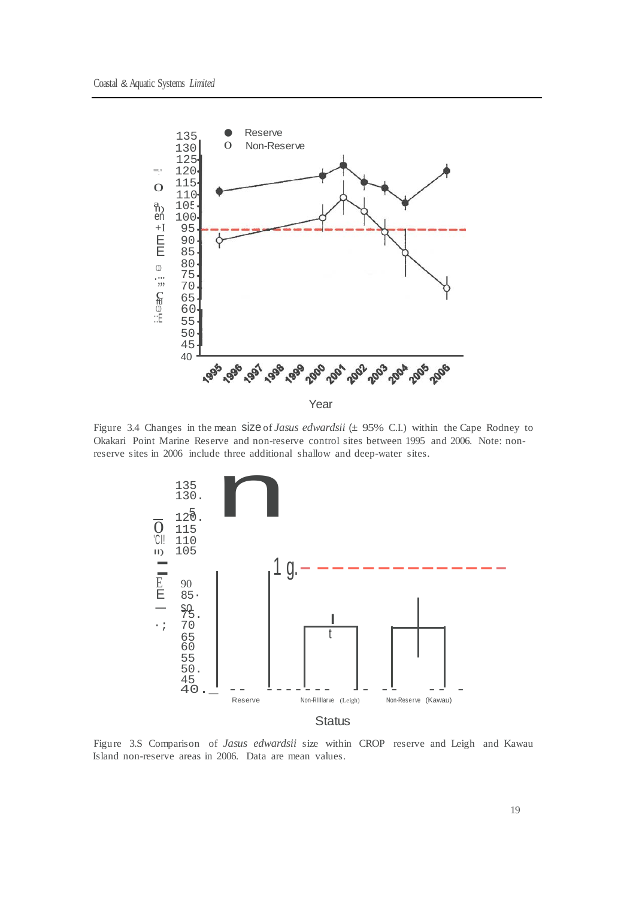Figure 3.4 Changes in the mean size of *Jasus edwardsii* (± 95% C.I.) within the Cape Rodney to Okakari Point Marine Reserve and non-reserve control sites between 1995 and 2006. Note: non-reserve sites in 2006 include three additional shallow and deep-water sites.

Figure 3.5 Comparison of *Jasus edwardsii* size within CROP reserve and Leigh and Kawau Island non-reserve areas in 2006. Data are mean values.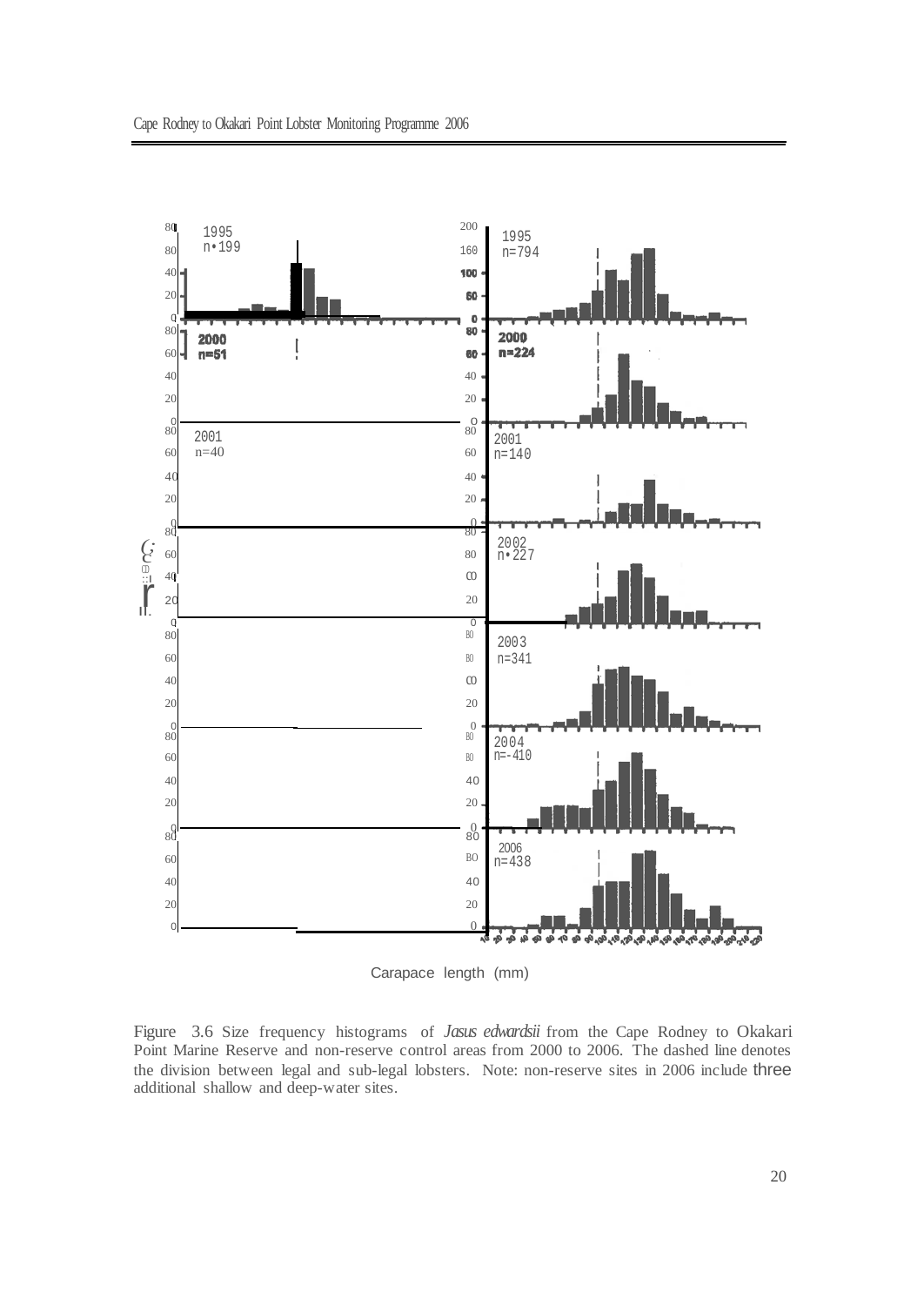Carapace length (mm)

Figure 3.6 Size frequency histograms of *Jasus edwardsii* from the Cape Rodney to Okakari Point Marine Reserve and non-reserve control areas from 2000 to 2006. The dashed line denotes the division between legal and sub-legal lobsters. Note: non-reserve sites in 2006 include three additional shallow and deep-water sites.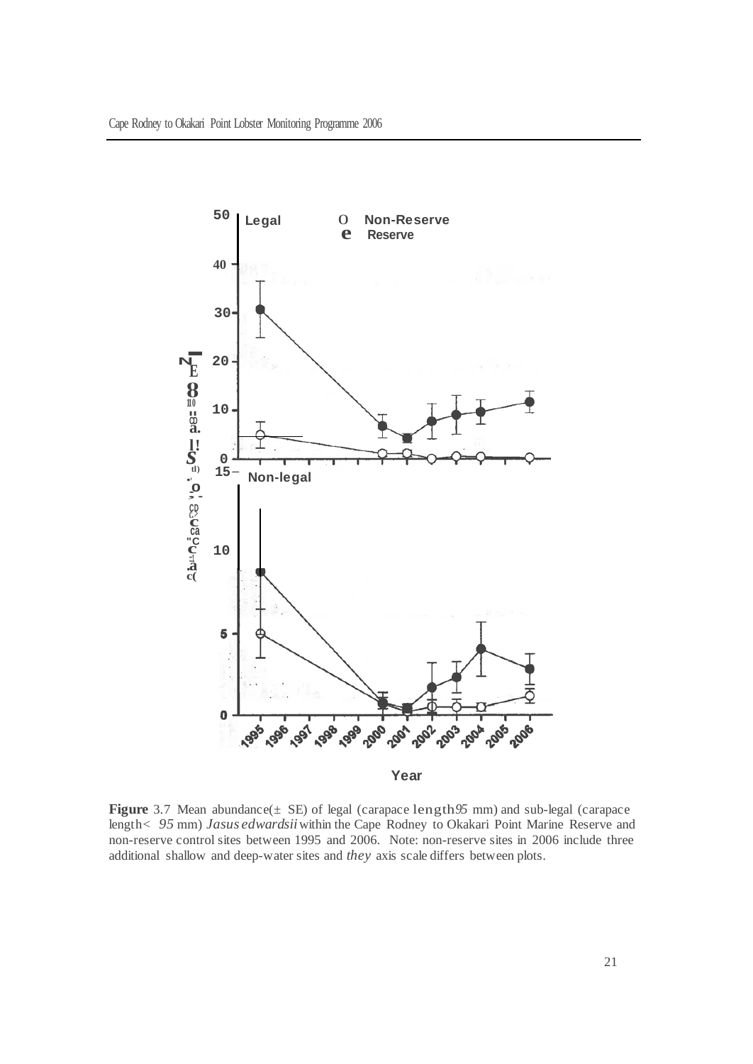**Figure** 3.7 Mean abundance(± SE) of legal (carapace length ≥ 95 mm) and sub-legal (carapace length < 95 mm) *Jasus edwardsii* within the Cape Rodney to Okakari Point Marine Reserve and non-reserve control sites between 1995 and 2006. Note: non-reserve sites in 2006 include three additional shallow and deep-water sites and the *y* axis scale differs between plots.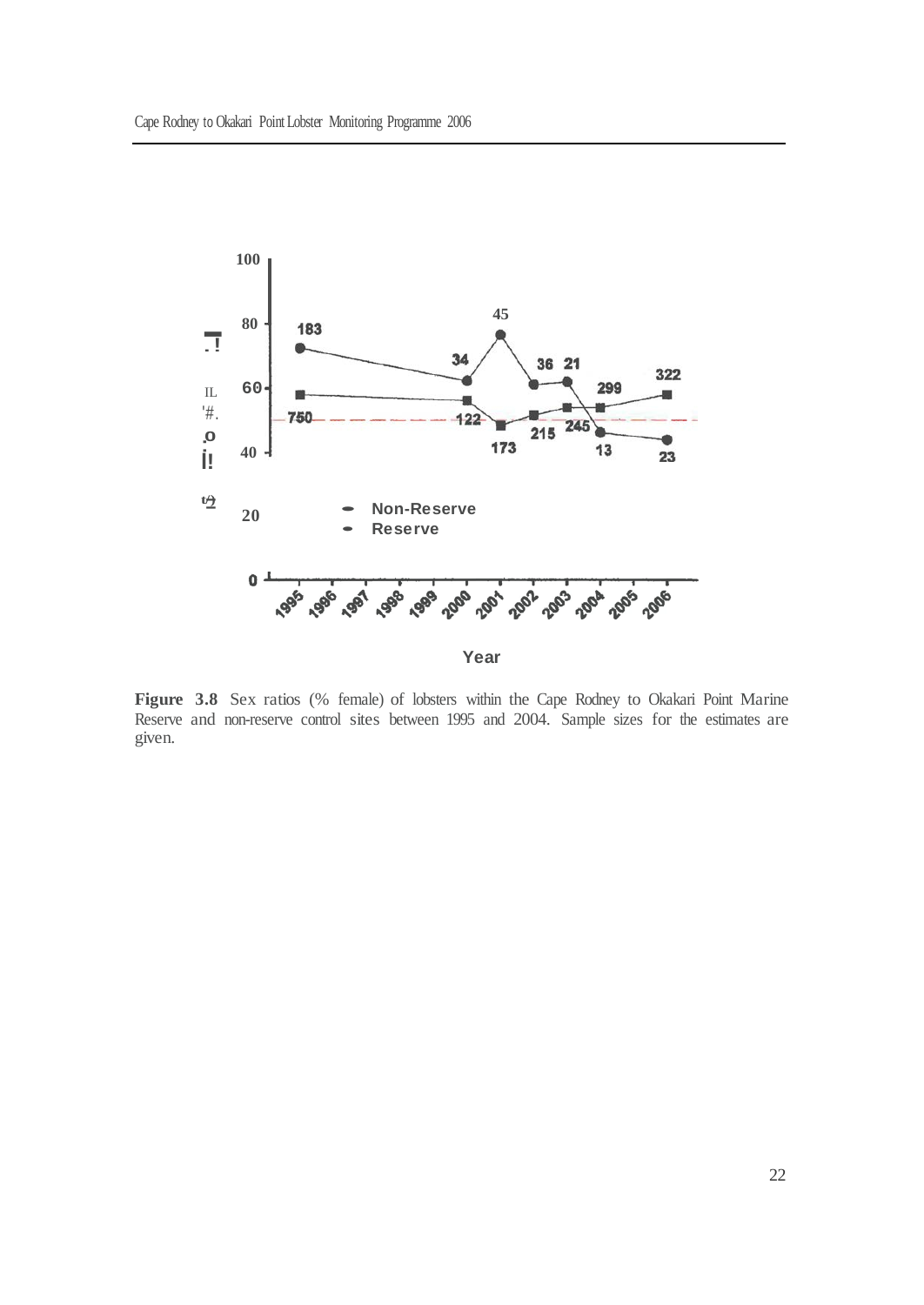**Figure 3.8** Sex ratios (% female) of lobsters within the Cape Rodney to Okakari Point Marine Reserve and non-reserve control sites between 1995 and 2004. Sample sizes for the estimates are given.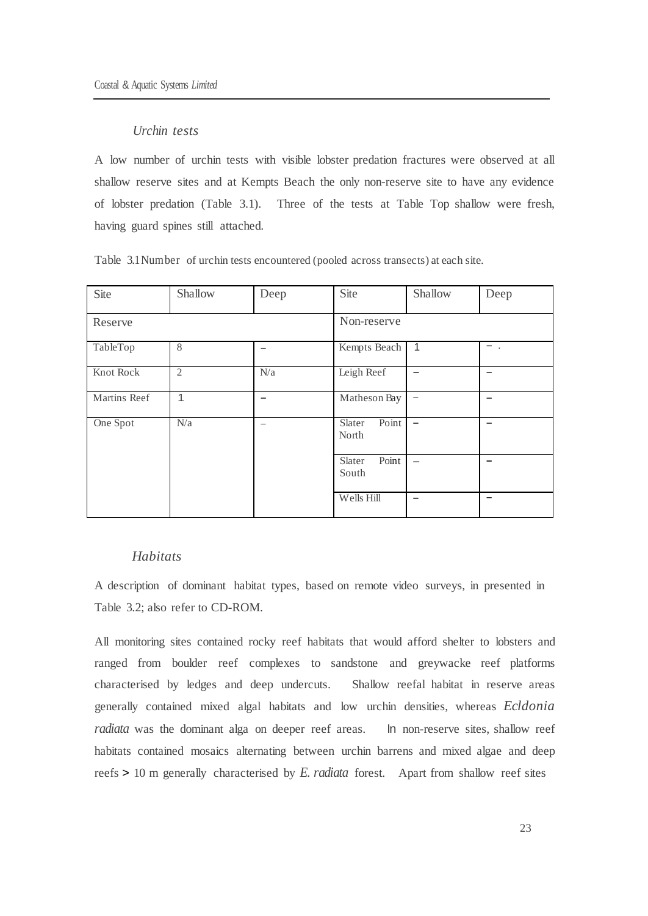### *Urchin tests*

A low number of urchin tests with visible lobster predation fractures were observed at all shallow reserve sites and at Kempts Beach the only non-reserve site to have any evidence of lobster predation (Table 3.1). Three of the tests at Table Top shallow were fresh, having guard spines still attached.

Table 3.1 Number of urchin tests encountered (pooled across transects) at each site.

| Site | Shallow | Deep | Site | Shallow | Deep |
|---|---|---|---|---|---|
| Reserve | | | Non-reserve | | |
| TableTop | 8 | – | Kempts Beach | 1 | – . |
| Knot Rock | 2 | N/a | Leigh Reef | – | – |
| Martins Reef | 1 | – | Matheson Bay | – | – |
| One Spot | N/a | – | Slater Point North | – | – |
| | | | Slater Point South | – | – |
| | | | Wells Hill | – | – |

### *Habitats*

A description of dominant habitat types, based on remote video surveys, in presented in Table 3.2; also refer to CD-ROM.

All monitoring sites contained rocky reef habitats that would afford shelter to lobsters and ranged from boulder reef complexes to sandstone and greywacke reef platforms characterised by ledges and deep undercuts. Shallow reefal habitat in reserve areas generally contained mixed algal habitats and low urchin densities, whereas *Ecldonia radiata* was the dominant alga on deeper reef areas. In non-reserve sites, shallow reef habitats contained mosaics alternating between urchin barrens and mixed algae and deep reefs > 10 m generally characterised by *E. radiata* forest. Apart from shallow reef sites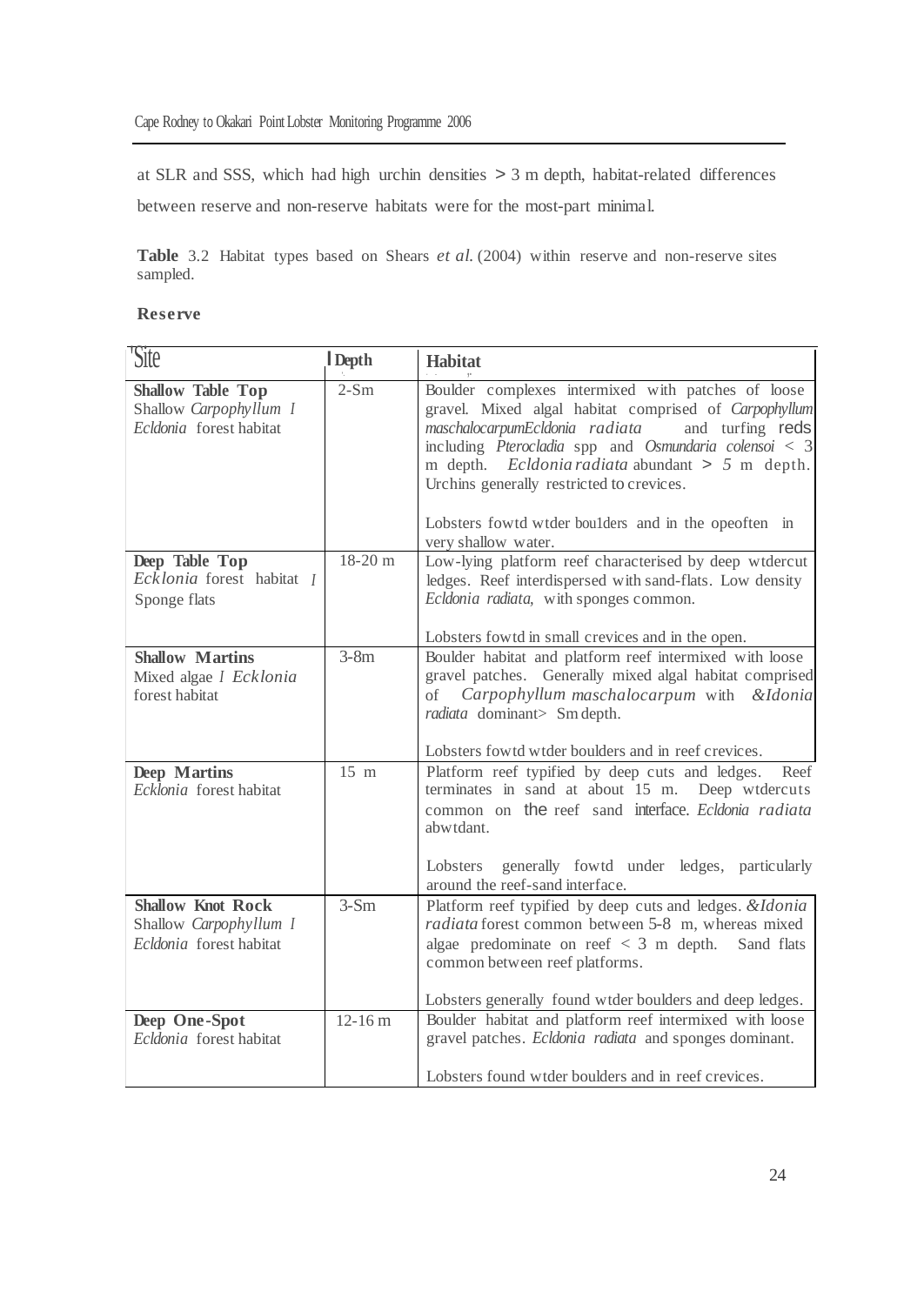at SLR and SSS, which had high urchin densities > 3 m depth, habitat-related differences between reserve and non-reserve habitats were for the most-part minimal.

**Table** 3.2 Habitat types based on Shears *et al.* (2004) within reserve and non-reserve sites sampled.

**Reserve**

| Site | Depth | Habitat |
|---|---|---|
| **Shallow Table Top**<br>Shallow *Carpophyllum* / *Ecldonia* forest habitat | 2-Sm | Boulder complexes intermixed with patches of loose gravel. Mixed algal habitat comprised of *Carpophyllum maschalocarpumEcldonia radiata* and turfing reds including *Pterocladia* spp and *Osmundaria colensoi* < 3 m depth. *Ecldonia radiata* abundant > 5 m depth. Urchins generally restricted to crevices.<br><br>Lobsters fowtd wtder bou1ders and in the opeoften in very shallow water. |
| **Deep Table Top**<br>*Ecklonia* forest habitat / Sponge flats | 18-20 m | Low-lying platform reef characterised by deep wtdercut ledges. Reef interdispersed with sand-flats. Low density *Ecldonia radiata,* with sponges common.<br><br>Lobsters fowtd in small crevices and in the open. |
| **Shallow Martins**<br>Mixed algae / *Ecklonia* forest habitat | 3-8m | Boulder habitat and platform reef intermixed with loose gravel patches. Generally mixed algal habitat comprised of *Carpophyllum maschalocarpum* with *&Idonia radiata* dominant> Sm depth.<br><br>Lobsters fowtd wtder boulders and in reef crevices. |
| **Deep Martins**<br>*Ecklonia* forest habitat | 15 m | Platform reef typified by deep cuts and ledges. Reef terminates in sand at about 15 m. Deep wtdercuts common on the reef sand interface. *Ecldonia radiata* abwtdant.<br><br>Lobsters generally fowtd under ledges, particularly around the reef-sand interface. |
| **Shallow Knot Rock**<br>Shallow *Carpophyllum* / *Ecldonia* forest habitat | 3-Sm | Platform reef typified by deep cuts and ledges. *&Idonia radiata* forest common between 5-8 m, whereas mixed algae predominate on reef < 3 m depth. Sand flats common between reef platforms.<br><br>Lobsters generally found wtder boulders and deep ledges. |
| **Deep One-Spot**<br>*Ecldonia* forest habitat | 12-16 m | Boulder habitat and platform reef intermixed with loose gravel patches. *Ecldonia radiata* and sponges dominant.<br><br>Lobsters found wtder boulders and in reef crevices. |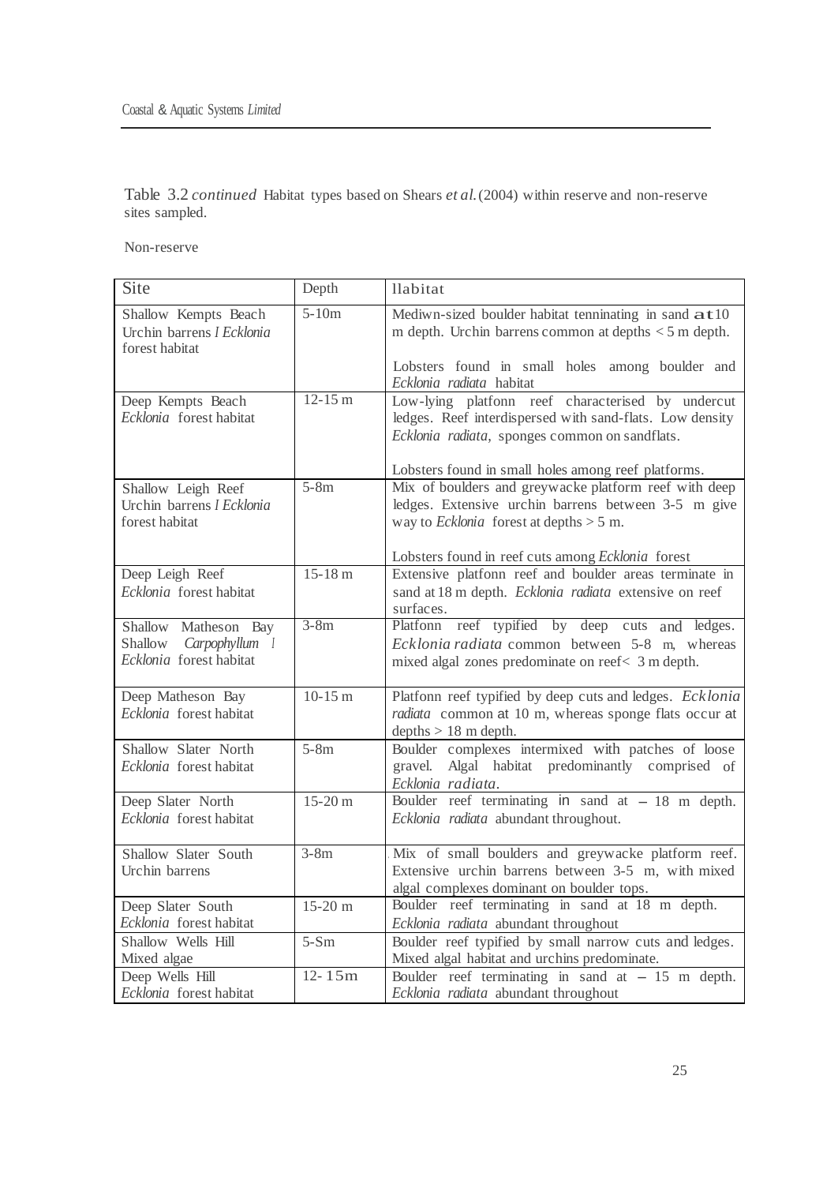Table 3.2 *continued* Habitat types based on Shears *et al.* (2004) within reserve and non-reserve sites sampled.

Non-reserve

| Site | Depth | llabitat |
|---|---|---|
| Shallow Kempts Beach<br>Urchin barrens *I Ecklonia* forest habitat | 5-10m | Mediwn-sized boulder habitat tenninating in sand at 10 m depth. Urchin barrens common at depths < 5 m depth.<br><br>Lobsters found in small holes among boulder and *Ecklonia radiata* habitat |
| Deep Kempts Beach<br>*Ecklonia* forest habitat | 12-15 m | Low-lying platfonn reef characterised by undercut ledges. Reef interdispersed with sand-flats. Low density *Ecklonia radiata*, sponges common on sandflats.<br><br>Lobsters found in small holes among reef platforms. |
| Shallow Leigh Reef<br>Urchin barrens *I Ecklonia* forest habitat | 5-8m | Mix of boulders and greywacke platform reef with deep ledges. Extensive urchin barrens between 3-5 m give way to *Ecklonia* forest at depths > 5 m.<br><br>Lobsters found in reef cuts among *Ecklonia* forest |
| Deep Leigh Reef<br>*Ecklonia* forest habitat | 15-18 m | Extensive platfonn reef and boulder areas terminate in sand at 18 m depth. *Ecklonia radiata* extensive on reef surfaces. |
| Shallow Matheson Bay<br>Shallow *Carpophyllum* *l* *Ecklonia* forest habitat | 3-8m | Platfonn reef typified by deep cuts and ledges. *Ecklonia radiata* common between 5-8 m, whereas mixed algal zones predominate on reef< 3 m depth. |
| Deep Matheson Bay<br>*Ecklonia* forest habitat | 10-15 m | Platfonn reef typified by deep cuts and ledges. *Ecklonia radiata* common at 10 m, whereas sponge flats occur at depths > 18 m depth. |
| Shallow Slater North<br>*Ecklonia* forest habitat | 5-8m | Boulder complexes intermixed with patches of loose gravel. Algal habitat predominantly comprised of *Ecklonia radiata*. |
| Deep Slater North<br>*Ecklonia* forest habitat | 15-20 m | Boulder reef terminating in sand at – 18 m depth. *Ecklonia radiata* abundant throughout. |
| Shallow Slater South<br>Urchin barrens | 3-8m | Mix of small boulders and greywacke platform reef. Extensive urchin barrens between 3-5 m, with mixed algal complexes dominant on boulder tops. |
| Deep Slater South<br>*Ecklonia* forest habitat | 15-20 m | Boulder reef terminating in sand at 18 m depth. *Ecklonia radiata* abundant throughout |
| Shallow Wells Hill<br>Mixed algae | 5-Sm | Boulder reef typified by small narrow cuts and ledges. Mixed algal habitat and urchins predominate. |
| Deep Wells Hill<br>*Ecklonia* forest habitat | 12- 15m | Boulder reef terminating in sand at – 15 m depth. *Ecklonia radiata* abundant throughout |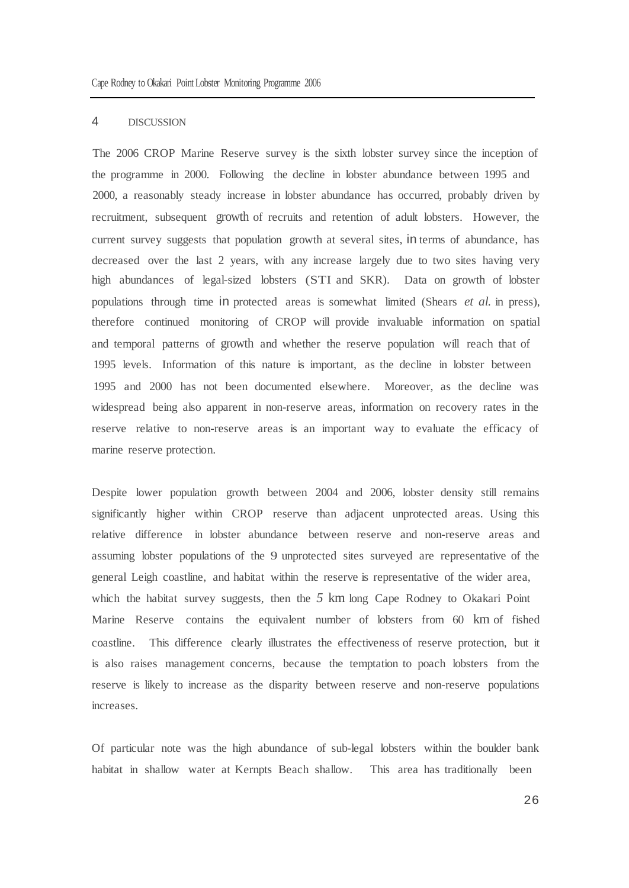# 4 DISCUSSION

The 2006 CROP Marine Reserve survey is the sixth lobster survey since the inception of the programme in 2000. Following the decline in lobster abundance between 1995 and 2000, a reasonably steady increase in lobster abundance has occurred, probably driven by recruitment, subsequent growth of recruits and retention of adult lobsters. However, the current survey suggests that population growth at several sites, in terms of abundance, has decreased over the last 2 years, with any increase largely due to two sites having very high abundances of legal-sized lobsters (STI and SKR). Data on growth of lobster populations through time in protected areas is somewhat limited (Shears *et al.* in press), therefore continued monitoring of CROP will provide invaluable information on spatial and temporal patterns of growth and whether the reserve population will reach that of 1995 levels. Information of this nature is important, as the decline in lobster between 1995 and 2000 has not been documented elsewhere. Moreover, as the decline was widespread being also apparent in non-reserve areas, information on recovery rates in the reserve relative to non-reserve areas is an important way to evaluate the efficacy of marine reserve protection.

Despite lower population growth between 2004 and 2006, lobster density still remains significantly higher within CROP reserve than adjacent unprotected areas. Using this relative difference in lobster abundance between reserve and non-reserve areas and assuming lobster populations of the 9 unprotected sites surveyed are representative of the general Leigh coastline, and habitat within the reserve is representative of the wider area, which the habitat survey suggests, then the 5 km long Cape Rodney to Okakari Point Marine Reserve contains the equivalent number of lobsters from 60 km of fished coastline. This difference clearly illustrates the effectiveness of reserve protection, but it is also raises management concerns, because the temptation to poach lobsters from the reserve is likely to increase as the disparity between reserve and non-reserve populations increases.

Of particular note was the high abundance of sub-legal lobsters within the boulder bank habitat in shallow water at Kernpts Beach shallow. This area has traditionally been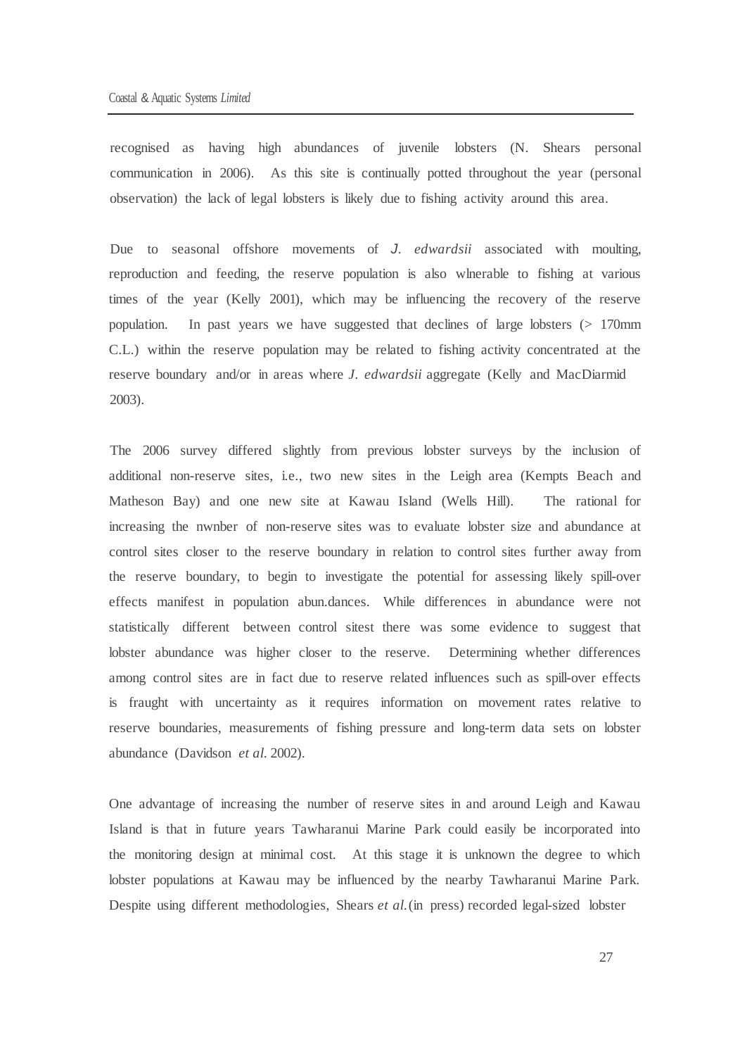recognised as having high abundances of juvenile lobsters (N. Shears personal communication in 2006). As this site is continually potted throughout the year (personal observation) the lack of legal lobsters is likely due to fishing activity around this area.

Due to seasonal offshore movements of *J. edwardsii* associated with moulting, reproduction and feeding, the reserve population is also wlnerable to fishing at various times of the year (Kelly 2001), which may be influencing the recovery of the reserve population. In past years we have suggested that declines of large lobsters (> 170mm C.L.) within the reserve population may be related to fishing activity concentrated at the reserve boundary and/or in areas where *J. edwardsii* aggregate (Kelly and MacDiarmid 2003).

The 2006 survey differed slightly from previous lobster surveys by the inclusion of additional non-reserve sites, i.e., two new sites in the Leigh area (Kempts Beach and Matheson Bay) and one new site at Kawau Island (Wells Hill). The rational for increasing the nwnber of non-reserve sites was to evaluate lobster size and abundance at control sites closer to the reserve boundary in relation to control sites further away from the reserve boundary, to begin to investigate the potential for assessing likely spill-over effects manifest in population abun.dances. While differences in abundance were not statistically different between control sitest there was some evidence to suggest that lobster abundance was higher closer to the reserve. Determining whether differences among control sites are in fact due to reserve related influences such as spill-over effects is fraught with uncertainty as it requires information on movement rates relative to reserve boundaries, measurements of fishing pressure and long-term data sets on lobster abundance (Davidson *et al.* 2002).

One advantage of increasing the number of reserve sites in and around Leigh and Kawau Island is that in future years Tawharanui Marine Park could easily be incorporated into the monitoring design at minimal cost. At this stage it is unknown the degree to which lobster populations at Kawau may be influenced by the nearby Tawharanui Marine Park. Despite using different methodologies, Shears *et al.* (in press) recorded legal-sized lobster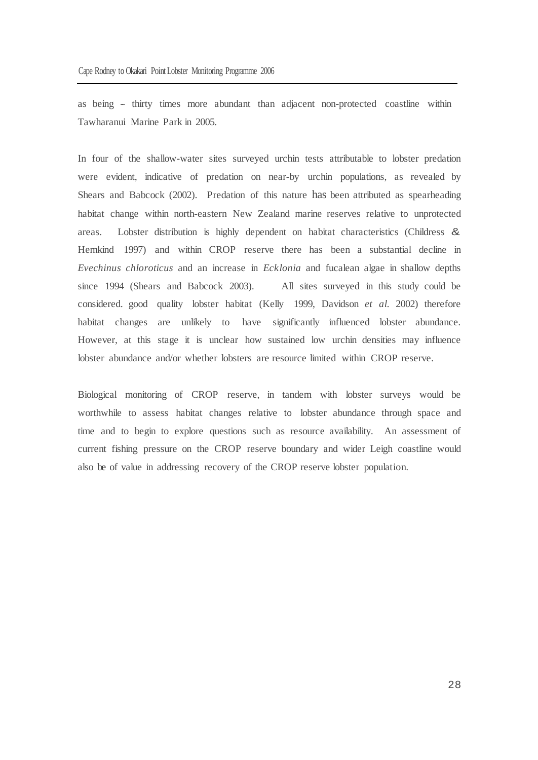as being – thirty times more abundant than adjacent non-protected coastline within Tawharanui Marine Park in 2005.

In four of the shallow-water sites surveyed urchin tests attributable to lobster predation were evident, indicative of predation on near-by urchin populations, as revealed by Shears and Babcock (2002). Predation of this nature has been attributed as spearheading habitat change within north-eastern New Zealand marine reserves relative to unprotected areas. Lobster distribution is highly dependent on habitat characteristics (Childress & Hemkind 1997) and within CROP reserve there has been a substantial decline in *Evechinus chloroticus* and an increase in *Ecklonia* and fucalean algae in shallow depths since 1994 (Shears and Babcock 2003). All sites surveyed in this study could be considered. good quality lobster habitat (Kelly 1999, Davidson *et al.* 2002) therefore habitat changes are unlikely to have significantly influenced lobster abundance. However, at this stage it is unclear how sustained low urchin densities may influence lobster abundance and/or whether lobsters are resource limited within CROP reserve.

Biological monitoring of CROP reserve, in tandem with lobster surveys would be worthwhile to assess habitat changes relative to lobster abundance through space and time and to begin to explore questions such as resource availability. An assessment of current fishing pressure on the CROP reserve boundary and wider Leigh coastline would also be of value in addressing recovery of the CROP reserve lobster population.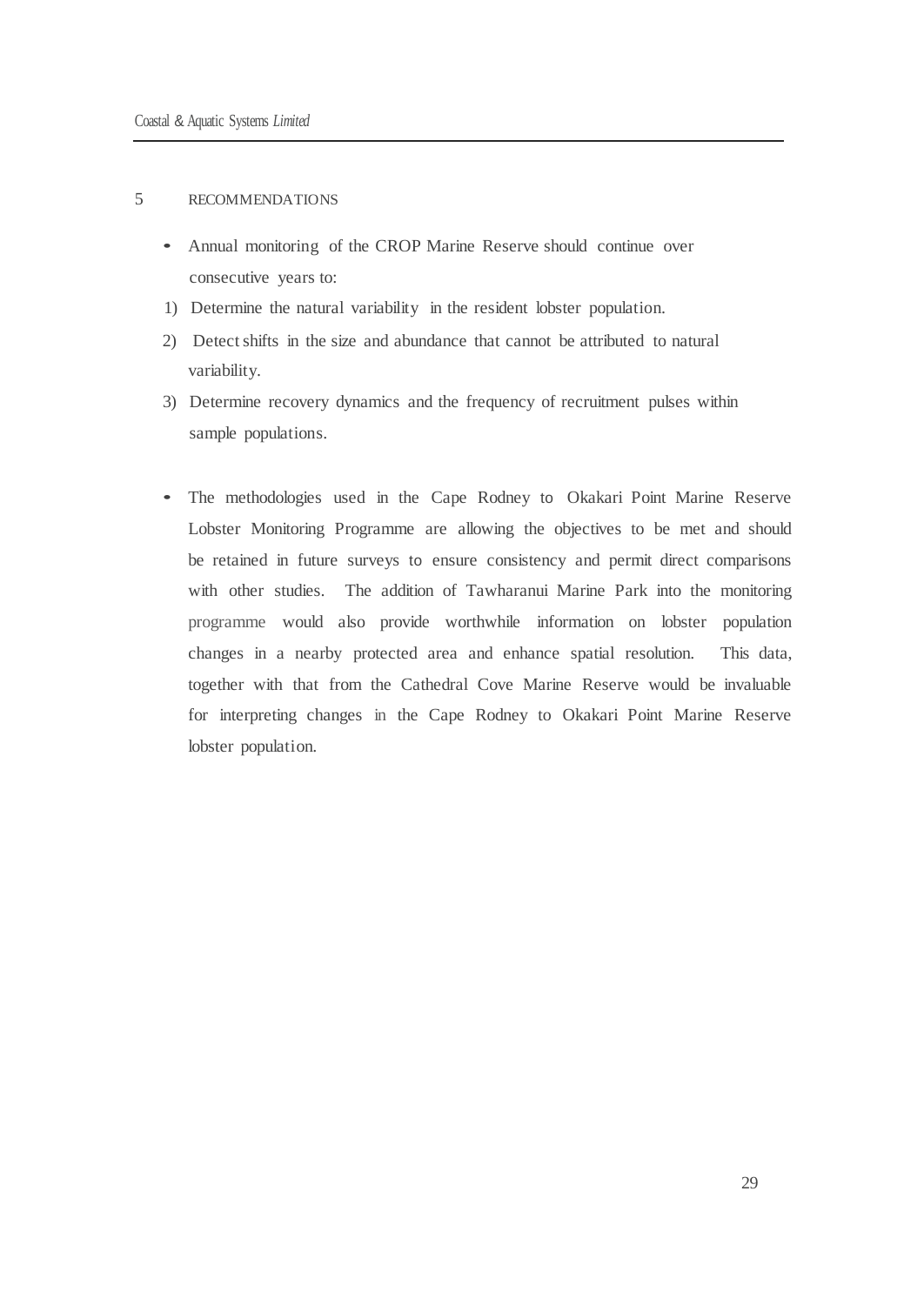# 5 RECOMMENDATIONS

- Annual monitoring of the CROP Marine Reserve should continue over consecutive years to:

1) Determine the natural variability in the resident lobster population.
2) Detect shifts in the size and abundance that cannot be attributed to natural variability.
3) Determine recovery dynamics and the frequency of recruitment pulses within sample populations.

- The methodologies used in the Cape Rodney to Okakari Point Marine Reserve Lobster Monitoring Programme are allowing the objectives to be met and should be retained in future surveys to ensure consistency and permit direct comparisons with other studies. The addition of Tawharanui Marine Park into the monitoring programme would also provide worthwhile information on lobster population changes in a nearby protected area and enhance spatial resolution. This data, together with that from the Cathedral Cove Marine Reserve would be invaluable for interpreting changes in the Cape Rodney to Okakari Point Marine Reserve lobster population.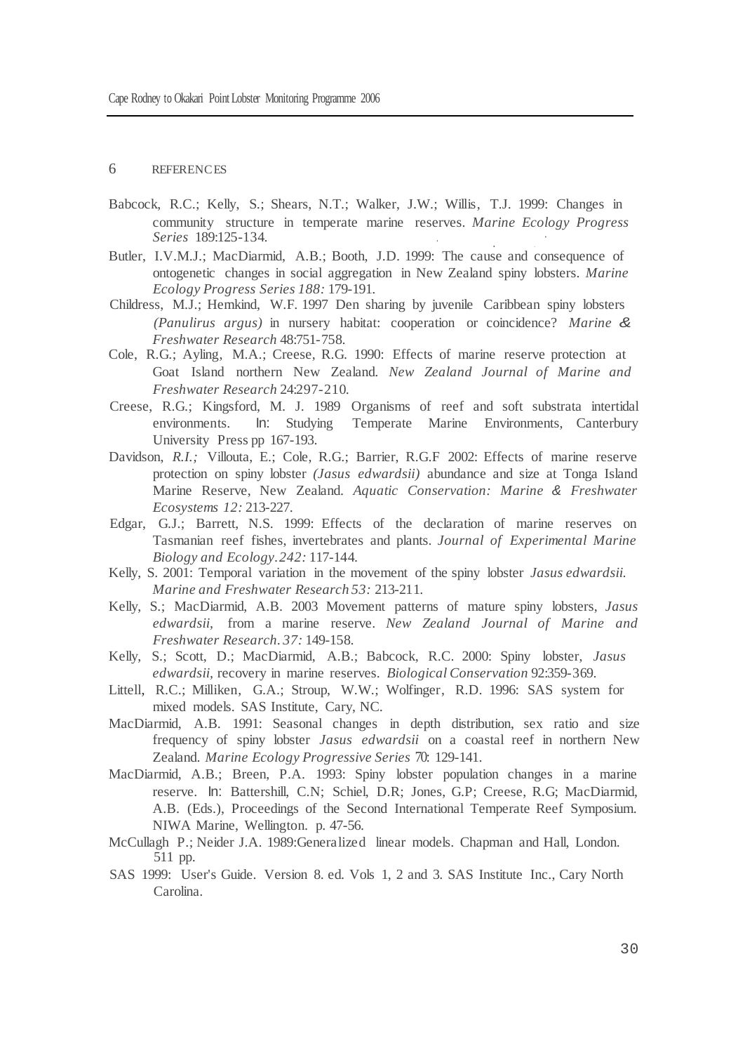## 6 REFERENCES

Babcock, R.C.; Kelly, S.; Shears, N.T.; Walker, J.W.; Willis, T.J. 1999: Changes in community structure in temperate marine reserves. *Marine Ecology Progress Series* 189:125-134.

Butler, I.V.M.J.; MacDiarmid, A.B.; Booth, J.D. 1999: The cause and consequence of ontogenetic changes in social aggregation in New Zealand spiny lobsters. *Marine Ecology Progress Series 188:* 179-191.

Childress, M.J.; Hernkind, W.F. 1997 Den sharing by juvenile Caribbean spiny lobsters *(Panulirus argus)* in nursery habitat: cooperation or coincidence? *Marine & Freshwater Research* 48:751-758.

Cole, R.G.; Ayling, M.A.; Creese, R.G. 1990: Effects of marine reserve protection at Goat Island northern New Zealand. *New Zealand Journal of Marine and Freshwater Research* 24:297-210.

Creese, R.G.; Kingsford, M. J. 1989 Organisms of reef and soft substrata intertidal environments. In: Studying Temperate Marine Environments, Canterbury University Press pp 167-193.

Davidson, *R.I.;* Villouta, E.; Cole, R.G.; Barrier, R.G.F 2002: Effects of marine reserve protection on spiny lobster *(Jasus edwardsii)* abundance and size at Tonga Island Marine Reserve, New Zealand. *Aquatic Conservation: Marine & Freshwater Ecosystems 12:* 213-227.

Edgar, G.J.; Barrett, N.S. 1999: Effects of the declaration of marine reserves on Tasmanian reef fishes, invertebrates and plants. *Journal of Experimental Marine Biology and Ecology. 242:* 117-144.

Kelly, S. 2001: Temporal variation in the movement of the spiny lobster *Jasus edwardsii. Marine and Freshwater Research 53:* 213-211.

Kelly, S.; MacDiarmid, A.B. 2003 Movement patterns of mature spiny lobsters, *Jasus edwardsii,* from a marine reserve. *New Zealand Journal of Marine and Freshwater Research. 37:* 149-158.

Kelly, S.; Scott, D.; MacDiarmid, A.B.; Babcock, R.C. 2000: Spiny lobster, *Jasus edwardsii,* recovery in marine reserves. *Biological Conservation* 92:359-369.

Littell, R.C.; Milliken, G.A.; Stroup, W.W.; Wolfinger, R.D. 1996: SAS system for mixed models. SAS Institute, Cary, NC.

MacDiarmid, A.B. 1991: Seasonal changes in depth distribution, sex ratio and size frequency of spiny lobster *Jasus edwardsii* on a coastal reef in northern New Zealand. *Marine Ecology Progressive Series* 70: 129-141.

MacDiarmid, A.B.; Breen, P.A. 1993: Spiny lobster population changes in a marine reserve. In: Battershill, C.N; Schiel, D.R; Jones, G.P; Creese, R.G; MacDiarmid, A.B. (Eds.), Proceedings of the Second International Temperate Reef Symposium. NIWA Marine, Wellington. p. 47-56.

McCullagh P.; Neider J.A. 1989:Generalized linear models. Chapman and Hall, London. 511 pp.

SAS 1999: User's Guide. Version 8. ed. Vols 1, 2 and 3. SAS Institute Inc., Cary North Carolina.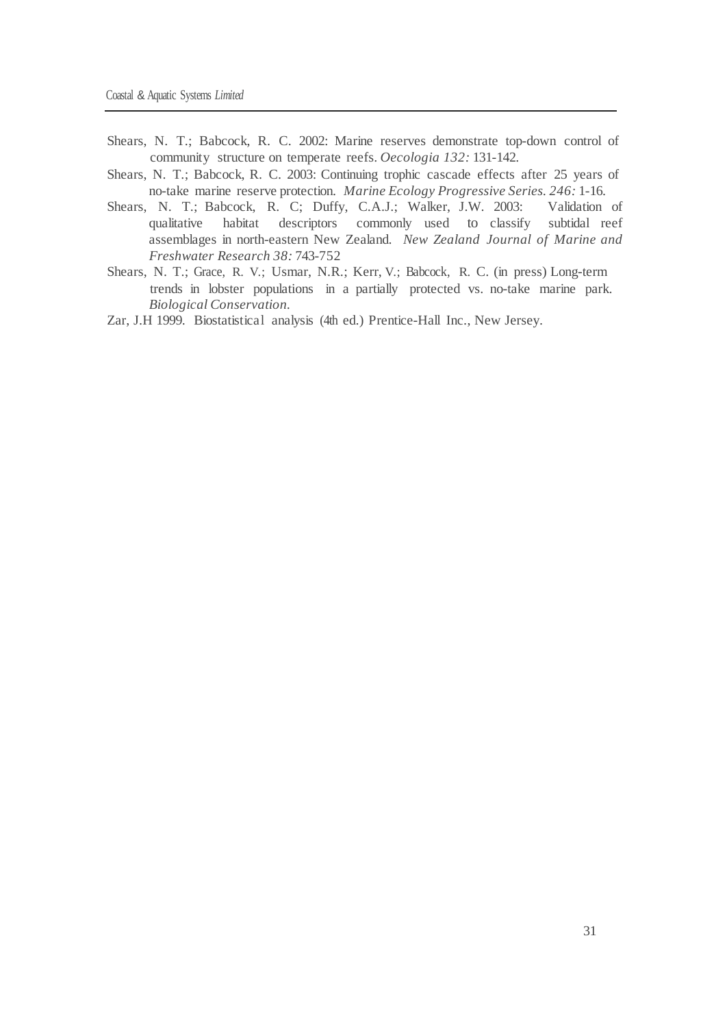Shears, N. T.; Babcock, R. C. 2002: Marine reserves demonstrate top-down control of community structure on temperate reefs. *Oecologia 132:* 131-142.

Shears, N. T.; Babcock, R. C. 2003: Continuing trophic cascade effects after 25 years of no-take marine reserve protection. *Marine Ecology Progressive Series. 246:* 1-16.

Shears, N. T.; Babcock, R. C; Duffy, C.A.J.; Walker, J.W. 2003: Validation of qualitative habitat descriptors commonly used to classify subtidal reef assemblages in north-eastern New Zealand. *New Zealand Journal of Marine and Freshwater Research 38:* 743-752

Shears, N. T.; Grace, R. V.; Usmar, N.R.; Kerr, V.; Babcock, R. C. (in press) Long-term trends in lobster populations in a partially protected vs. no-take marine park. *Biological Conservation.*

Zar, J.H 1999. Biostatistical analysis (4th ed.) Prentice-Hall Inc., New Jersey.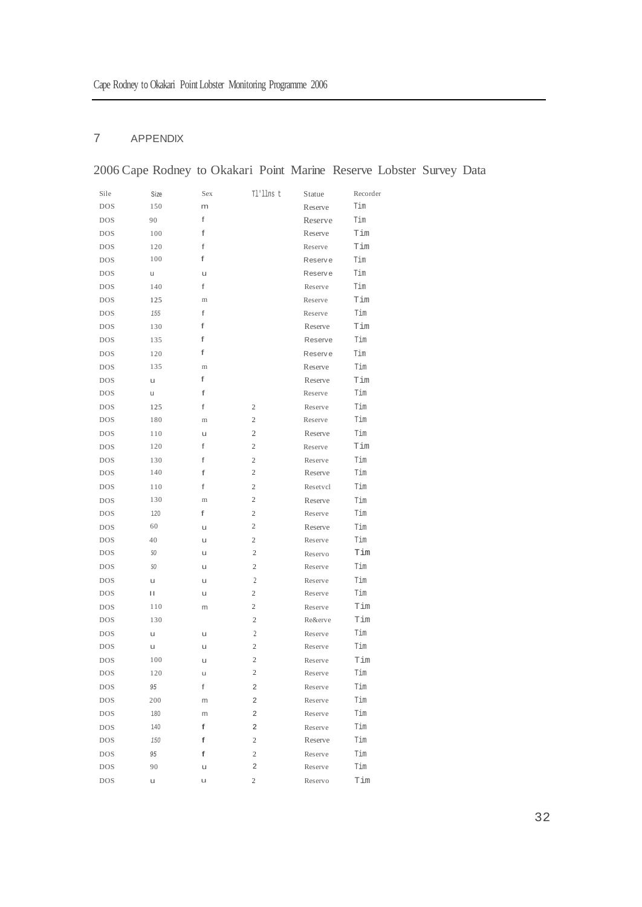# 7 APPENDIX

## 2006 Cape Rodney to Okakari Point Marine Reserve Lobster Survey Data

| Sile | Size | Sex | Tl'llns t | Statue | Recorder |
|---|---|---|---|---|---|
| DOS | 150 | m | | Reserve | Tim |
| DOS | 90 | f | | Reserve | Tim |
| DOS | 100 | f | | Reserve | Tim |
| DOS | 120 | f | | Reserve | Tim |
| DOS | 100 | f | | Reserve | Tim |
| DOS | u | u | | Reserve | Tim |
| DOS | 140 | f | | Reserve | Tim |
| DOS | 125 | m | | Reserve | Tim |
| DOS | 155 | f | | Reserve | Tim |
| DOS | 130 | f | | Reserve | Tim |
| DOS | 135 | f | | Reserve | Tim |
| DOS | 120 | f | | Reserve | Tim |
| DOS | 135 | m | | Reserve | Tim |
| DOS | u | f | | Reserve | Tim |
| DOS | u | f | | Reserve | Tim |
| DOS | 125 | f | 2 | Reserve | Tim |
| DOS | 180 | m | 2 | Reserve | Tim |
| DOS | 110 | u | 2 | Reserve | Tim |
| DOS | 120 | f | 2 | Reserve | Tim |
| DOS | 130 | f | 2 | Reserve | Tim |
| DOS | 140 | f | 2 | Reserve | Tim |
| DOS | 110 | f | 2 | Resetvcl | Tim |
| DOS | 130 | m | 2 | Reserve | Tim |
| DOS | 120 | f | 2 | Reserve | Tim |
| DOS | 60 | u | 2 | Reserve | Tim |
| DOS | 40 | u | 2 | Reserve | Tim |
| DOS | S0 | u | 2 | Reservo | Tim |
| DOS | S0 | u | 2 | Reserve | Tim |
| DOS | u | u | 2 | Reserve | Tim |
| DOS | II | u | 2 | Reserve | Tim |
| DOS | 110 | m | 2 | Reserve | Tim |
| DOS | 130 | | 2 | Re&erve | Tim |
| DOS | u | u | 2 | Reserve | Tim |
| DOS | u | u | 2 | Reserve | Tim |
| DOS | 100 | u | 2 | Reserve | Tim |
| DOS | 120 | u | 2 | Reserve | Tim |
| DOS | 95 | f | 2 | Reserve | Tim |
| DOS | 200 | m | 2 | Reserve | Tim |
| DOS | 180 | m | 2 | Reserve | Tim |
| DOS | 140 | f | 2 | Reserve | Tim |
| DOS | 150 | f | 2 | Reserve | Tim |
| DOS | 95 | f | 2 | Reserve | Tim |
| DOS | 90 | u | 2 | Reserve | Tim |
| DOS | u | u | 2 | Reservo | Tim |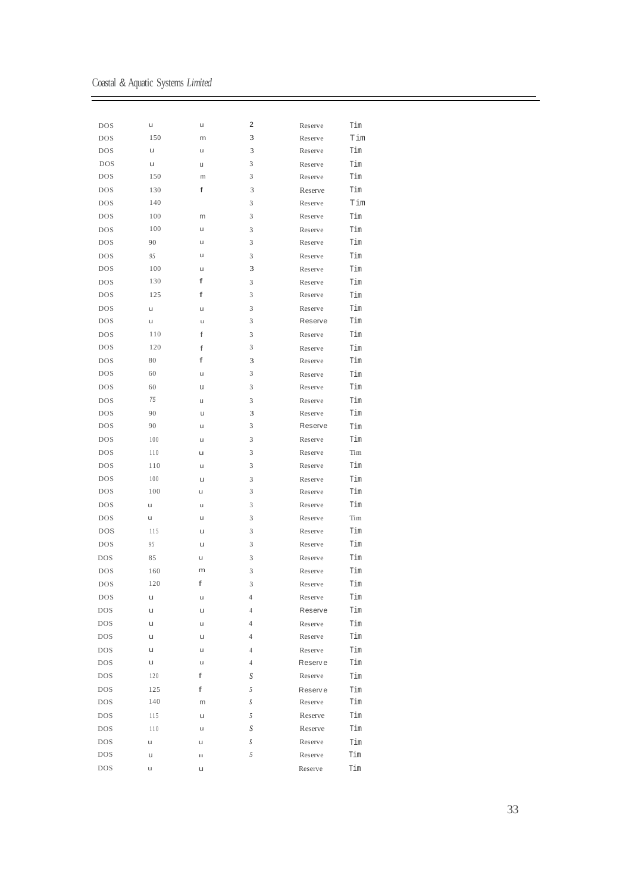| | | | | | |
|---|---|---|---|---|---|
| DOS | u | u | 2 | Reserve | Tim |
| DOS | 150 | m | 3 | Reserve | Tim |
| DOS | u | u | 3 | Reserve | Tim |
| DOS | u | u | 3 | Reserve | Tim |
| DOS | 150 | m | 3 | Reserve | Tim |
| DOS | 130 | f | 3 | Reserve | Tim |
| DOS | 140 | | 3 | Reserve | Tim |
| DOS | 100 | m | 3 | Reserve | Tim |
| DOS | 100 | u | 3 | Reserve | Tim |
| DOS | 90 | u | 3 | Reserve | Tim |
| DOS | 95 | u | 3 | Reserve | Tim |
| DOS | 100 | u | 3 | Reserve | Tim |
| DOS | 130 | f | 3 | Reserve | Tim |
| DOS | 125 | f | 3 | Reserve | Tim |
| DOS | u | u | 3 | Reserve | Tim |
| DOS | u | u | 3 | Reserve | Tim |
| DOS | 110 | f | 3 | Reserve | Tim |
| DOS | 120 | f | 3 | Reserve | Tim |
| DOS | 80 | f | 3 | Reserve | Tim |
| DOS | 60 | u | 3 | Reserve | Tim |
| DOS | 60 | u | 3 | Reserve | Tim |
| DOS | 75 | u | 3 | Reserve | Tim |
| DOS | 90 | u | 3 | Reserve | Tim |
| DOS | 90 | u | 3 | Reserve | Tim |
| DOS | 100 | u | 3 | Reserve | Tim |
| DOS | 110 | u | 3 | Reserve | Tim |
| DOS | 110 | u | 3 | Reserve | Tim |
| DOS | 100 | u | 3 | Reserve | Tim |
| DOS | 100 | u | 3 | Reserve | Tim |
| DOS | u | u | 3 | Reserve | Tim |
| DOS | u | u | 3 | Reserve | Tim |
| DOS | 115 | u | 3 | Reserve | Tim |
| DOS | 95 | u | 3 | Reserve | Tim |
| DOS | 85 | u | 3 | Reserve | Tim |
| DOS | 160 | m | 3 | Reserve | Tim |
| DOS | 120 | f | 3 | Reserve | Tim |
| DOS | u | u | 4 | Reserve | Tim |
| DOS | u | u | 4 | Reserve | Tim |
| DOS | u | u | 4 | Reserve | Tim |
| DOS | u | u | 4 | Reserve | Tim |
| DOS | u | u | 4 | Reserve | Tim |
| DOS | u | u | 4 | Reserve | Tim |
| DOS | 120 | f | 5 | Reserve | Tim |
| DOS | 125 | f | 5 | Reserve | Tim |
| DOS | 140 | m | 5 | Reserve | Tim |
| DOS | 115 | u | 5 | Reserve | Tim |
| DOS | 110 | u | 5 | Reserve | Tim |
| DOS | u | u | 5 | Reserve | Tim |
| DOS | u | u | 5 | Reserve | Tim |
| DOS | u | u | | Reserve | Tim |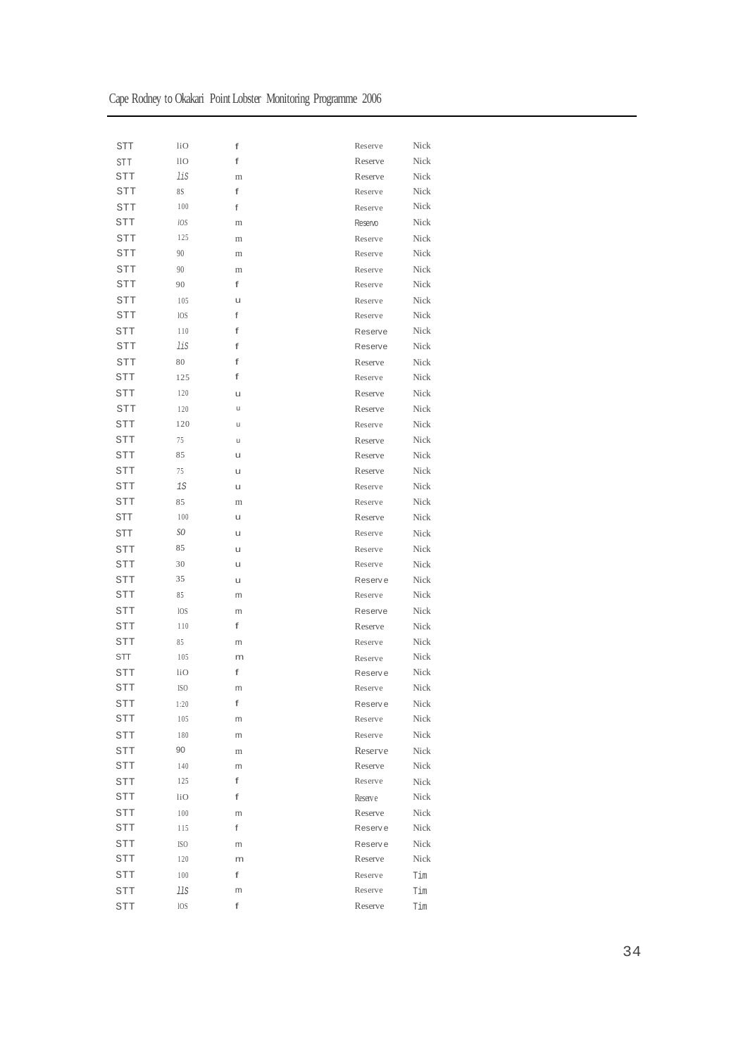| | | | | |
|---|---|---|---|---|
| STT | liO | f | Reserve | Nick |
| STT | llO | f | Reserve | Nick |
| STT | liS | m | Reserve | Nick |
| STT | 8S | f | Reserve | Nick |
| STT | 100 | f | Reserve | Nick |
| STT | iOS | m | Reservo | Nick |
| STT | 125 | m | Reserve | Nick |
| STT | 90 | m | Reserve | Nick |
| STT | 90 | m | Reserve | Nick |
| STT | 90 | f | Reserve | Nick |
| STT | 105 | u | Reserve | Nick |
| STT | lOS | f | Reserve | Nick |
| STT | 110 | f | Reserve | Nick |
| STT | liS | f | Reserve | Nick |
| STT | 80 | f | Reserve | Nick |
| STT | 125 | f | Reserve | Nick |
| STT | 120 | u | Reserve | Nick |
| STT | 120 | u | Reserve | Nick |
| STT | 120 | u | Reserve | Nick |
| STT | 75 | u | Reserve | Nick |
| STT | 85 | u | Reserve | Nick |
| STT | 75 | u | Reserve | Nick |
| STT | 1S | u | Reserve | Nick |
| STT | 85 | m | Reserve | Nick |
| STT | 100 | u | Reserve | Nick |
| STT | S0 | u | Reserve | Nick |
| STT | 85 | u | Reserve | Nick |
| STT | 30 | u | Reserve | Nick |
| STT | 35 | u | Reserve | Nick |
| STT | 85 | m | Reserve | Nick |
| STT | lOS | m | Reserve | Nick |
| STT | 110 | f | Reserve | Nick |
| STT | 85 | m | Reserve | Nick |
| STT | 105 | m | Reserve | Nick |
| STT | liO | f | Reserve | Nick |
| STT | ISO | m | Reserve | Nick |
| STT | 1:20 | f | Reserve | Nick |
| STT | 105 | m | Reserve | Nick |
| STT | 180 | m | Reserve | Nick |
| STT | 90 | m | Reserve | Nick |
| STT | 140 | m | Reserve | Nick |
| STT | 125 | f | Reserve | Nick |
| STT | liO | f | Reserve | Nick |
| STT | 100 | m | Reserve | Nick |
| STT | 115 | f | Reserve | Nick |
| STT | ISO | m | Reserve | Nick |
| STT | 120 | m | Reserve | Nick |
| STT | 100 | f | Reserve | Tim |
| STT | llS | m | Reserve | Tim |
| STT | lOS | f | Reserve | Tim |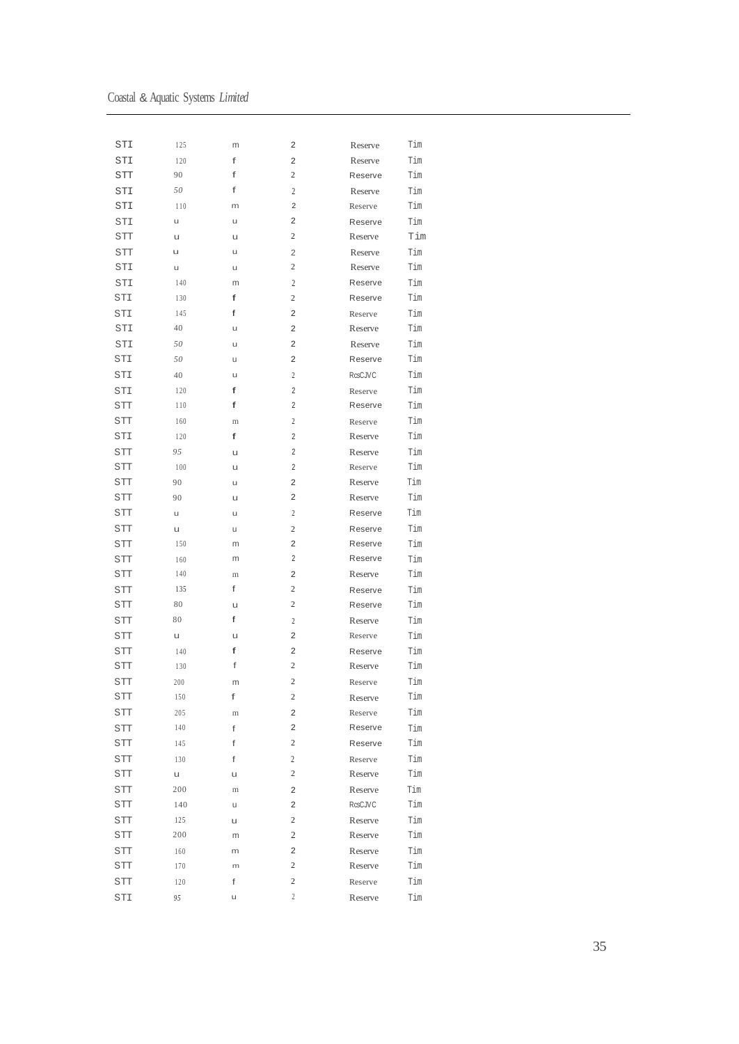| | | | | | |
|---|---|---|---|---|---|
| STI | 125 | m | 2 | Reserve | Tim |
| STI | 120 | f | 2 | Reserve | Tim |
| STT | 90 | f | 2 | Reserve | Tim |
| STI | 50 | f | 2 | Reserve | Tim |
| STI | 110 | m | 2 | Reserve | Tim |
| STI | u | u | 2 | Reserve | Tim |
| STT | u | u | 2 | Reserve | Tim |
| STT | u | u | 2 | Reserve | Tim |
| STI | u | u | 2 | Reserve | Tim |
| STI | 140 | m | 2 | Reserve | Tim |
| STI | 130 | f | 2 | Reserve | Tim |
| STI | 145 | f | 2 | Reserve | Tim |
| STI | 40 | u | 2 | Reserve | Tim |
| STI | 50 | u | 2 | Reserve | Tim |
| STI | 50 | u | 2 | Reserve | Tim |
| STI | 40 | u | 2 | RcsCJVC | Tim |
| STI | 120 | f | 2 | Reserve | Tim |
| STT | 110 | f | 2 | Reserve | Tim |
| STT | 160 | m | 2 | Reserve | Tim |
| STI | 120 | f | 2 | Reserve | Tim |
| STT | 95 | u | 2 | Reserve | Tim |
| STT | 100 | u | 2 | Reserve | Tim |
| STT | 90 | u | 2 | Reserve | Tim |
| STT | 90 | u | 2 | Reserve | Tim |
| STT | u | u | 2 | Reserve | Tim |
| STT | u | u | 2 | Reserve | Tim |
| STT | 150 | m | 2 | Reserve | Tim |
| STT | 160 | m | 2 | Reserve | Tim |
| STT | 140 | m | 2 | Reserve | Tim |
| STT | 135 | f | 2 | Reserve | Tim |
| STT | 80 | u | 2 | Reserve | Tim |
| STT | 80 | f | 2 | Reserve | Tim |
| STT | u | u | 2 | Reserve | Tim |
| STT | 140 | f | 2 | Reserve | Tim |
| STT | 130 | f | 2 | Reserve | Tim |
| STT | 200 | m | 2 | Reserve | Tim |
| STT | 150 | f | 2 | Reserve | Tim |
| STT | 205 | m | 2 | Reserve | Tim |
| STT | 140 | f | 2 | Reserve | Tim |
| STT | 145 | f | 2 | Reserve | Tim |
| STT | 130 | f | 2 | Reserve | Tim |
| STT | u | u | 2 | Reserve | Tim |
| STT | 200 | m | 2 | Reserve | Tim |
| STT | 140 | u | 2 | RcsCJVC | Tim |
| STT | 125 | u | 2 | Reserve | Tim |
| STT | 200 | m | 2 | Reserve | Tim |
| STT | 160 | m | 2 | Reserve | Tim |
| STT | 170 | m | 2 | Reserve | Tim |
| STT | 120 | f | 2 | Reserve | Tim |
| STI | 95 | u | 2 | Reserve | Tim |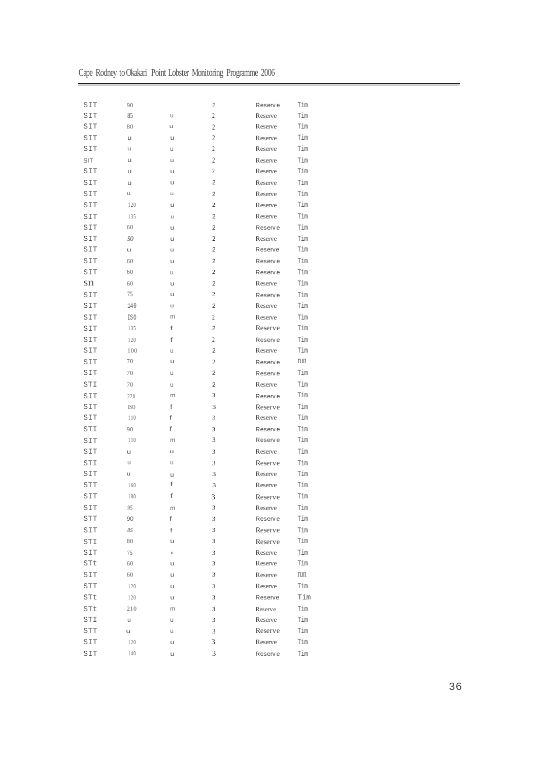| | | | | | |
|---|---|---|---|---|---|
| SIT | 90 | | 2 | Reserve | Tim |
| SIT | 85 | u | 2 | Reserve | Tim |
| SIT | 80 | u | 2 | Reserve | Tim |
| SIT | u | u | 2 | Reserve | Tim |
| SIT | u | u | 2 | Reserve | Tim |
| SIT | u | u | 2 | Reserve | Tim |
| SIT | u | u | 2 | Reserve | Tim |
| SIT | u | u | 2 | Reserve | Tim |
| SIT | u | u | 2 | Reserve | Tim |
| SIT | 120 | u | 2 | Reserve | Tim |
| SIT | 135 | u | 2 | Reserve | Tim |
| SIT | 60 | u | 2 | Reserve | Tim |
| SIT | SO | u | 2 | Reserve | Tim |
| SIT | u | u | 2 | Reserve | Tim |
| SIT | 60 | u | 2 | Reserve | Tim |
| SIT | 60 | u | 2 | Reserve | Tim |
| sn | 60 | u | 2 | Reserve | Tim |
| SIT | 75 | u | 2 | Reserve | Tim |
| SIT | 140 | u | 2 | Reserve | Tim |
| SIT | IS0 | m | 2 | Reserve | Tim |
| SIT | 135 | f | 2 | Reserve | Tim |
| SIT | 120 | f | 2 | Reserve | Tim |
| SIT | 100 | u | 2 | Reserve | Tim |
| SIT | 70 | u | 2 | Reserve | run |
| SIT | 70 | u | 2 | Reserve | Tim |
| STI | 70 | u | 2 | Reserve | Tim |
| SIT | 220 | m | 3 | Reserve | Tim |
| SIT | ISO | f | 3 | Reserve | Tim |
| SIT | 110 | f | 3 | Reserve | Tim |
| STI | 90 | f | 3 | Reserve | Tim |
| SIT | 110 | m | 3 | Reserve | Tim |
| SIT | u | u | 3 | Reserve | Tim |
| STI | u | u | 3 | Reserve | Tim |
| SIT | u | u | 3 | Reserve | Tim |
| STT | 160 | f | 3 | Reserve | Tim |
| SIT | 180 | f | 3 | Reserve | Tim |
| SIT | 95 | m | 3 | Reserve | Tim |
| STT | 90 | f | 3 | Reserve | Tim |
| SIT | 8S | f | 3 | Reserve | Tim |
| STI | 80 | u | 3 | Reserve | Tim |
| SIT | 75 | u | 3 | Reserve | Tim |
| STt | 60 | u | 3 | Reserve | Tim |
| SIT | 60 | u | 3 | Reserve | run |
| STT | 120 | u | 3 | Reserve | Tim |
| STt | 120 | u | 3 | Reserve | Tim |
| STt | 210 | m | 3 | Reserve | Tim |
| STI | u | u | 3 | Reserve | Tim |
| STT | u | u | 3 | Reserve | Tim |
| SIT | 120 | u | 3 | Reserve | Tim |
| SIT | 140 | u | 3 | Reserve | Tim |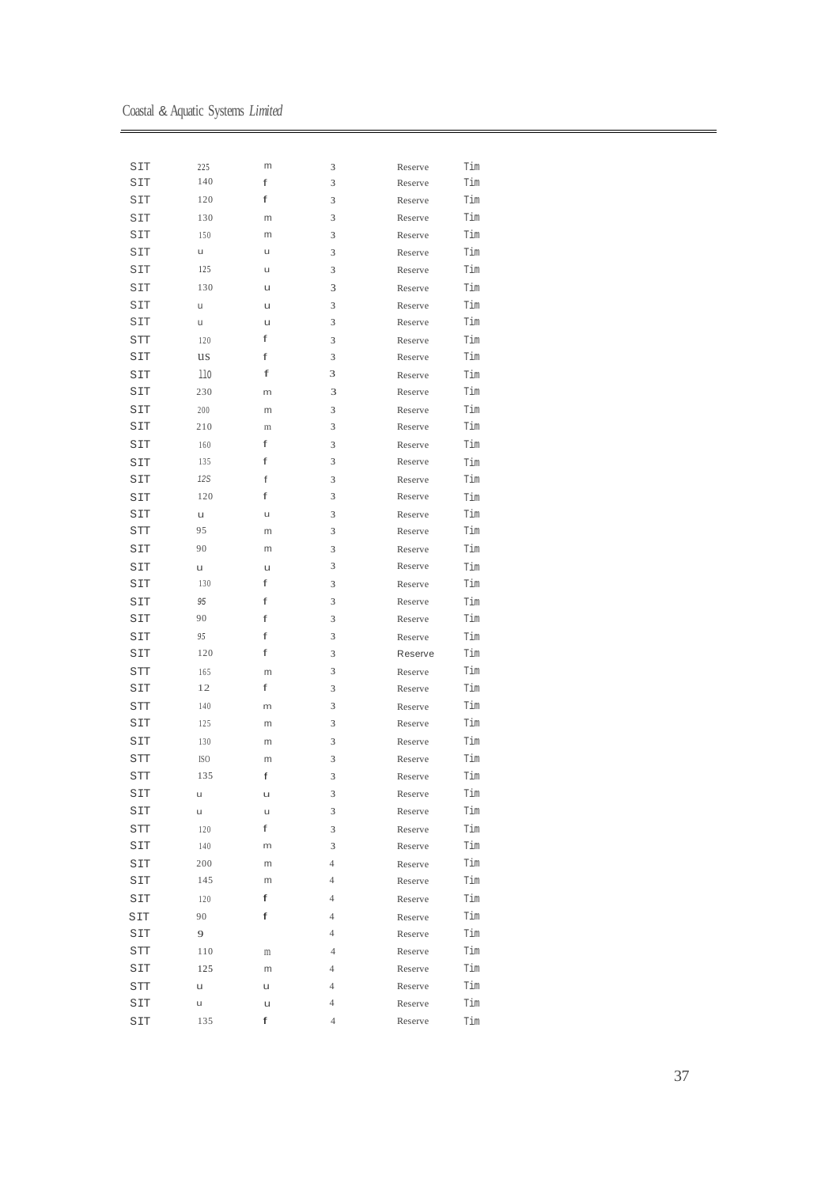| | | | | | |
|---|---|---|---|---|---|
| SIT | 225 | m | 3 | Reserve | Tim |
| SIT | 140 | f | 3 | Reserve | Tim |
| SIT | 120 | f | 3 | Reserve | Tim |
| SIT | 130 | m | 3 | Reserve | Tim |
| SIT | 150 | m | 3 | Reserve | Tim |
| SIT | u | u | 3 | Reserve | Tim |
| SIT | 125 | u | 3 | Reserve | Tim |
| SIT | 130 | u | 3 | Reserve | Tim |
| SIT | u | u | 3 | Reserve | Tim |
| SIT | u | u | 3 | Reserve | Tim |
| STT | 120 | f | 3 | Reserve | Tim |
| SIT | us | f | 3 | Reserve | Tim |
| SIT | 110 | f | 3 | Reserve | Tim |
| SIT | 230 | m | 3 | Reserve | Tim |
| SIT | 200 | m | 3 | Reserve | Tim |
| SIT | 210 | m | 3 | Reserve | Tim |
| SIT | 160 | f | 3 | Reserve | Tim |
| SIT | 135 | f | 3 | Reserve | Tim |
| SIT | 12S | f | 3 | Reserve | Tim |
| SIT | 120 | f | 3 | Reserve | Tim |
| SIT | u | u | 3 | Reserve | Tim |
| STT | 95 | m | 3 | Reserve | Tim |
| SIT | 90 | m | 3 | Reserve | Tim |
| SIT | u | u | 3 | Reserve | Tim |
| SIT | 130 | f | 3 | Reserve | Tim |
| SIT | 95 | f | 3 | Reserve | Tim |
| SIT | 90 | f | 3 | Reserve | Tim |
| SIT | 95 | f | 3 | Reserve | Tim |
| SIT | 120 | f | 3 | Reserve | Tim |
| STT | 165 | m | 3 | Reserve | Tim |
| SIT | 12 | f | 3 | Reserve | Tim |
| STT | 140 | m | 3 | Reserve | Tim |
| SIT | 125 | m | 3 | Reserve | Tim |
| SIT | 130 | m | 3 | Reserve | Tim |
| STT | ISO | m | 3 | Reserve | Tim |
| STT | 135 | f | 3 | Reserve | Tim |
| SIT | u | u | 3 | Reserve | Tim |
| SIT | u | u | 3 | Reserve | Tim |
| STT | 120 | f | 3 | Reserve | Tim |
| SIT | 140 | m | 3 | Reserve | Tim |
| SIT | 200 | m | 4 | Reserve | Tim |
| SIT | 145 | m | 4 | Reserve | Tim |
| SIT | 120 | f | 4 | Reserve | Tim |
| SIT | 90 | f | 4 | Reserve | Tim |
| SIT | 9 | | 4 | Reserve | Tim |
| STT | 110 | m | 4 | Reserve | Tim |
| SIT | 125 | m | 4 | Reserve | Tim |
| STT | u | u | 4 | Reserve | Tim |
| SIT | u | u | 4 | Reserve | Tim |
| SIT | 135 | f | 4 | Reserve | Tim |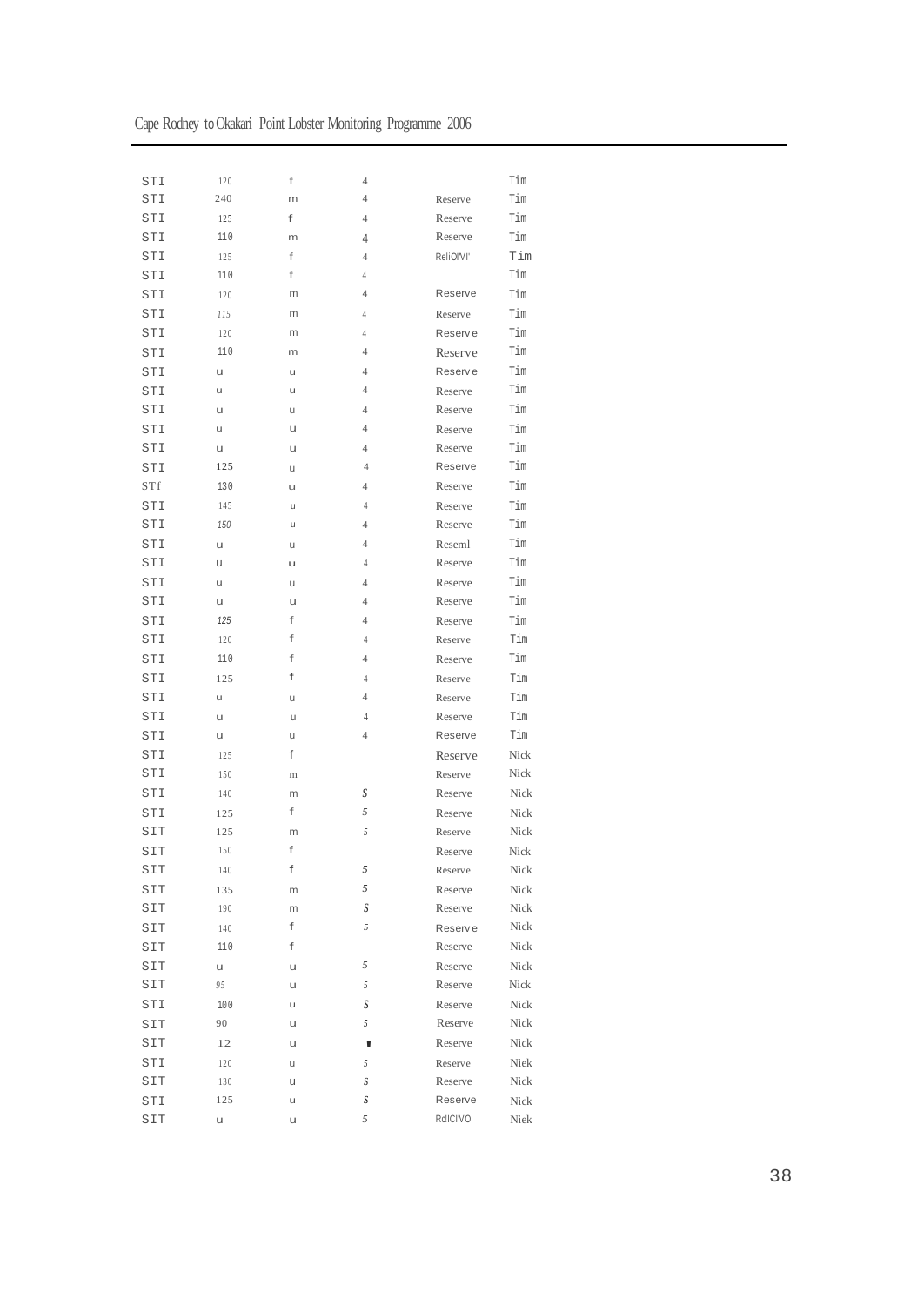| | | | | | |
|---|---|---|---|---|---|
| STI | 120 | f | 4 | | Tim |
| STI | 240 | m | 4 | Reserve | Tim |
| STI | 125 | f | 4 | Reserve | Tim |
| STI | 110 | m | 4 | Reserve | Tim |
| STI | 125 | f | 4 | ReliO!VI' | Tim |
| STI | 110 | f | 4 | | Tim |
| STI | 120 | m | 4 | Reserve | Tim |
| STI | 115 | m | 4 | Reserve | Tim |
| STI | 120 | m | 4 | Reserve | Tim |
| STI | 110 | m | 4 | Reserve | Tim |
| STI | u | u | 4 | Reserve | Tim |
| STI | u | u | 4 | Reserve | Tim |
| STI | u | u | 4 | Reserve | Tim |
| STI | u | u | 4 | Reserve | Tim |
| STI | u | u | 4 | Reserve | Tim |
| STI | 125 | u | 4 | Reserve | Tim |
| STf | 130 | u | 4 | Reserve | Tim |
| STI | 145 | u | 4 | Reserve | Tim |
| STI | 150 | u | 4 | Reserve | Tim |
| STI | u | u | 4 | Reseml | Tim |
| STI | u | u | 4 | Reserve | Tim |
| STI | u | u | 4 | Reserve | Tim |
| STI | u | u | 4 | Reserve | Tim |
| STI | 125 | f | 4 | Reserve | Tim |
| STI | 120 | f | 4 | Reserve | Tim |
| STI | 110 | f | 4 | Reserve | Tim |
| STI | 125 | f | 4 | Reserve | Tim |
| STI | u | u | 4 | Reserve | Tim |
| STI | u | u | 4 | Reserve | Tim |
| STI | u | u | 4 | Reserve | Tim |
| STI | 125 | f | | Reserve | Nick |
| STI | 150 | m | | Reserve | Nick |
| STI | 140 | m | S | Reserve | Nick |
| STI | 125 | f | 5 | Reserve | Nick |
| SIT | 125 | m | 5 | Reserve | Nick |
| SIT | 150 | f | | Reserve | Nick |
| SIT | 140 | f | 5 | Reserve | Nick |
| SIT | 135 | m | 5 | Reserve | Nick |
| SIT | 190 | m | S | Reserve | Nick |
| SIT | 140 | f | 5 | Reserve | Nick |
| SIT | 110 | f | | Reserve | Nick |
| SIT | u | u | 5 | Reserve | Nick |
| SIT | 95 | u | 5 | Reserve | Nick |
| STI | 100 | u | S | Reserve | Nick |
| SIT | 90 | u | 5 | Reserve | Nick |
| SIT | 12 | u | ▮ | Reserve | Nick |
| STI | 120 | u | 5 | Reserve | Niek |
| SIT | 130 | u | S | Reserve | Nick |
| STI | 125 | u | S | Reserve | Nick |
| SIT | u | u | 5 | Rd!ClVO | Niek |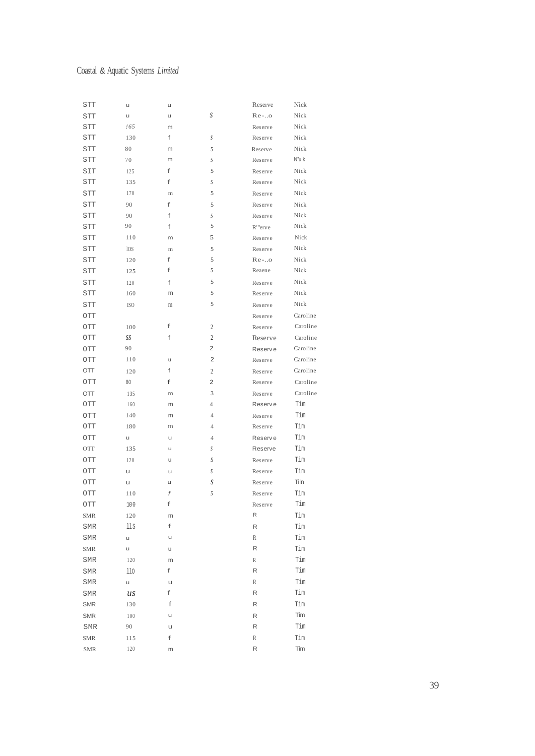| | | | | | |
|---|---|---|---|---|---|
| STT | u | u | | Reserve | Nick |
| STT | u | u | S | Re-..o | Nick |
| STT | !65 | m | | Reserve | Nick |
| STT | 130 | f | S | Reserve | Nick |
| STT | 80 | m | 5 | Reserve | Nick |
| STT | 70 | m | 5 | Reserve | N'u:k |
| SIT | 125 | f | 5 | Reserve | Nick |
| STT | 135 | f | 5 | Reserve | Nick |
| STT | 170 | m | 5 | Reserve | Nick |
| STT | 90 | f | 5 | Reserve | Nick |
| STT | 90 | f | 5 | Reserve | Nick |
| STT | 90 | f | 5 | R'''erve | Nick |
| STT | 110 | m | 5 | Reserve | Nick |
| STT | lOS | m | 5 | Reserve | Nick |
| STT | 120 | f | 5 | Re-..o | Nick |
| STT | 125 | f | 5 | Reaene | Nick |
| STT | 120 | f | 5 | Reserve | Nick |
| STT | 160 | m | 5 | Reserve | Nick |
| STT | ISO | m | 5 | Reserve | Nick |
| OTT | | | | Reserve | Caroline |
| OTT | 100 | f | 2 | Reserve | Caroline |
| OTT | SS | f | 2 | Reserve | Caroline |
| OTT | 90 | | 2 | Reserve | Caroline |
| OTT | 110 | u | 2 | Reserve | Caroline |
| OTT | 120 | f | 2 | Reserve | Caroline |
| OTT | 80 | f | 2 | Reserve | Caroline |
| OTT | 135 | m | 3 | Reserve | Caroline |
| OTT | 160 | m | 4 | Reserve | Tim |
| OTT | 140 | m | 4 | Reserve | Tim |
| OTT | 180 | m | 4 | Reserve | Tim |
| OTT | u | u | 4 | Reserve | Tim |
| OTT | 135 | u | S | Reserve | Tim |
| OTT | 120 | u | S | Reserve | Tim |
| OTT | u | u | S | Reserve | Tim |
| OTT | u | u | S | Reserve | Tiln |
| OTT | 110 | f | 5 | Reserve | Tim |
| OTT | 100 | f | | Reserve | Tim |
| SMR | 120 | m | | R | Tim |
| SMR | llS | f | | R | Tim |
| SMR | u | u | | R | Tim |
| SMR | u | u | | R | Tim |
| SMR | 120 | m | | R | Tim |
| SMR | 110 | f | | R | Tim |
| SMR | u | u | | R | Tim |
| SMR | US | f | | R | Tim |
| SMR | 130 | f | | R | Tim |
| SMR | 100 | u | | R | Tim |
| SMR | 90 | u | | R | Tim |
| SMR | 115 | f | | R | Tim |
| SMR | 120 | m | | R | Tim |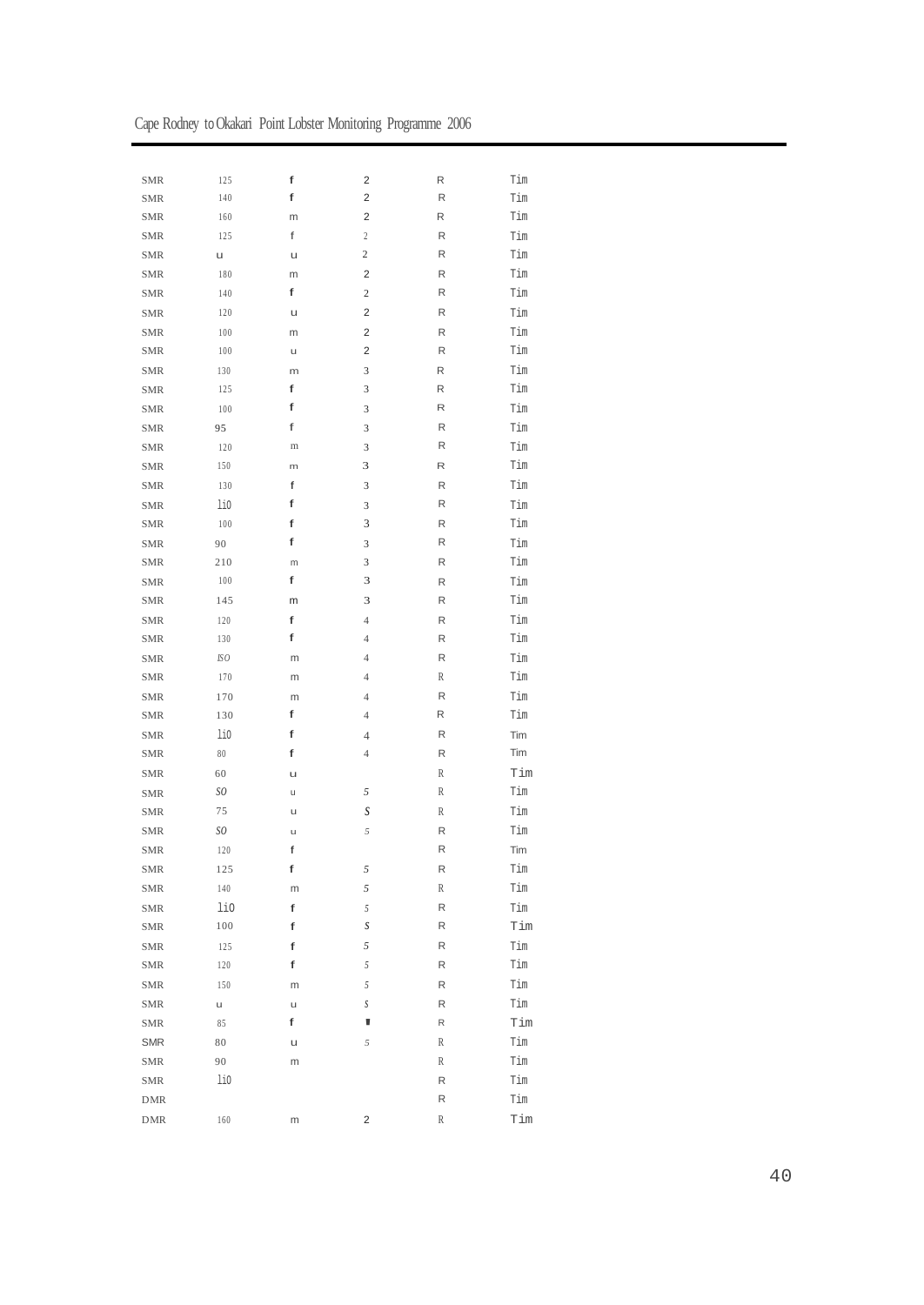| | | | | | |
|---|---|---|---|---|---|
| SMR | 125 | f | 2 | R | Tim |
| SMR | 140 | f | 2 | R | Tim |
| SMR | 160 | m | 2 | R | Tim |
| SMR | 125 | f | 2 | R | Tim |
| SMR | u | u | 2 | R | Tim |
| SMR | 180 | m | 2 | R | Tim |
| SMR | 140 | f | 2 | R | Tim |
| SMR | 120 | u | 2 | R | Tim |
| SMR | 100 | m | 2 | R | Tim |
| SMR | 100 | u | 2 | R | Tim |
| SMR | 130 | m | 3 | R | Tim |
| SMR | 125 | f | 3 | R | Tim |
| SMR | 100 | f | 3 | R | Tim |
| SMR | 95 | f | 3 | R | Tim |
| SMR | 120 | m | 3 | R | Tim |
| SMR | 150 | m | 3 | R | Tim |
| SMR | 130 | f | 3 | R | Tim |
| SMR | li0 | f | 3 | R | Tim |
| SMR | 100 | f | 3 | R | Tim |
| SMR | 90 | f | 3 | R | Tim |
| SMR | 210 | m | 3 | R | Tim |
| SMR | 100 | f | 3 | R | Tim |
| SMR | 145 | m | 3 | R | Tim |
| SMR | 120 | f | 4 | R | Tim |
| SMR | 130 | f | 4 | R | Tim |
| SMR | ISO | m | 4 | R | Tim |
| SMR | 170 | m | 4 | R | Tim |
| SMR | 170 | m | 4 | R | Tim |
| SMR | 130 | f | 4 | R | Tim |
| SMR | li0 | f | 4 | R | Tim |
| SMR | 80 | f | 4 | R | Tim |
| SMR | 60 | u | | R | Tim |
| SMR | SO | u | 5 | R | Tim |
| SMR | 75 | u | S | R | Tim |
| SMR | SO | u | 5 | R | Tim |
| SMR | 120 | f | | R | Tim |
| SMR | 125 | f | 5 | R | Tim |
| SMR | 140 | m | 5 | R | Tim |
| SMR | li0 | f | 5 | R | Tim |
| SMR | 100 | f | S | R | Tim |
| SMR | 125 | f | 5 | R | Tim |
| SMR | 120 | f | 5 | R | Tim |
| SMR | 150 | m | 5 | R | Tim |
| SMR | u | u | S | R | Tim |
| SMR | 85 | f | ▮ | R | Tim |
| SMR | 80 | u | 5 | R | Tim |
| SMR | 90 | m | | R | Tim |
| SMR | li0 | | | R | Tim |
| DMR | | | | R | Tim |
| DMR | 160 | m | 2 | R | Tim |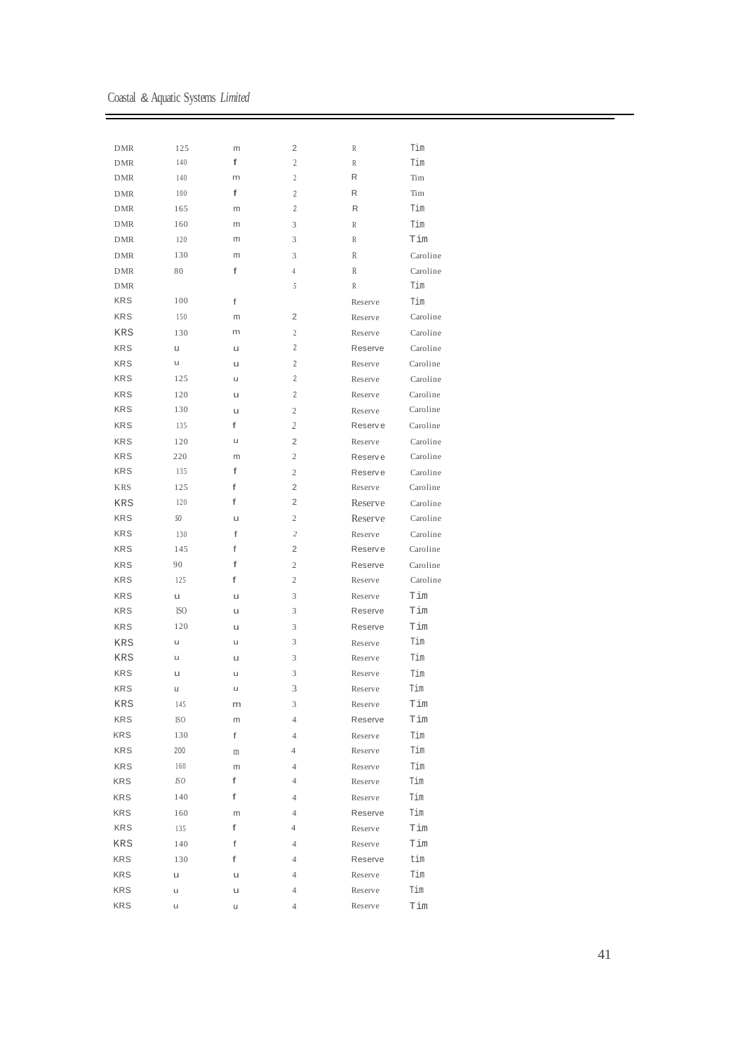| | | | | | |
|---|---|---|---|---|---|
| DMR | 125 | m | 2 | R | Tim |
| DMR | 140 | f | 2 | R | Tim |
| DMR | 140 | m | 2 | R | Tim |
| DMR | 100 | f | 2 | R | Tim |
| DMR | 165 | m | 2 | R | Tim |
| DMR | 160 | m | 3 | R | Tim |
| DMR | 120 | m | 3 | R | Tim |
| DMR | 130 | m | 3 | R | Caroline |
| DMR | 80 | f | 4 | R | Caroline |
| DMR | | | 5 | R | Tim |
| KRS | 100 | f | | Reserve | Tim |
| KRS | 150 | m | 2 | Reserve | Caroline |
| KRS | 130 | m | 2 | Reserve | Caroline |
| KRS | u | u | 2 | Reserve | Caroline |
| KRS | u | u | 2 | Reserve | Caroline |
| KRS | 125 | u | 2 | Reserve | Caroline |
| KRS | 120 | u | 2 | Reserve | Caroline |
| KRS | 130 | u | 2 | Reserve | Caroline |
| KRS | 135 | f | 2 | Reserve | Caroline |
| KRS | 120 | u | 2 | Reserve | Caroline |
| KRS | 220 | m | 2 | Reserve | Caroline |
| KRS | 135 | f | 2 | Reserve | Caroline |
| KRS | 125 | f | 2 | Reserve | Caroline |
| KRS | 120 | f | 2 | Reserve | Caroline |
| KRS | S0 | u | 2 | Reserve | Caroline |
| KRS | 130 | f | 2 | Reserve | Caroline |
| KRS | 145 | f | 2 | Reserve | Caroline |
| KRS | 90 | f | 2 | Reserve | Caroline |
| KRS | 125 | f | 2 | Reserve | Caroline |
| KRS | u | u | 3 | Reserve | Tim |
| KRS | ISO | u | 3 | Reserve | Tim |
| KRS | 120 | u | 3 | Reserve | Tim |
| KRS | u | u | 3 | Reserve | Tim |
| KRS | u | u | 3 | Reserve | Tim |
| KRS | u | u | 3 | Reserve | Tim |
| KRS | u | u | 3 | Reserve | Tim |
| KRS | 145 | m | 3 | Reserve | Tim |
| KRS | ISO | m | 4 | Reserve | Tim |
| KRS | 130 | f | 4 | Reserve | Tim |
| KRS | 200 | m | 4 | Reserve | Tim |
| KRS | 160 | m | 4 | Reserve | Tim |
| KRS | ISO | f | 4 | Reserve | Tim |
| KRS | 140 | f | 4 | Reserve | Tim |
| KRS | 160 | m | 4 | Reserve | Tim |
| KRS | 135 | f | 4 | Reserve | Tim |
| KRS | 140 | f | 4 | Reserve | Tim |
| KRS | 130 | f | 4 | Reserve | tim |
| KRS | u | u | 4 | Reserve | Tim |
| KRS | u | u | 4 | Reserve | Tim |
| KRS | u | u | 4 | Reserve | Tim |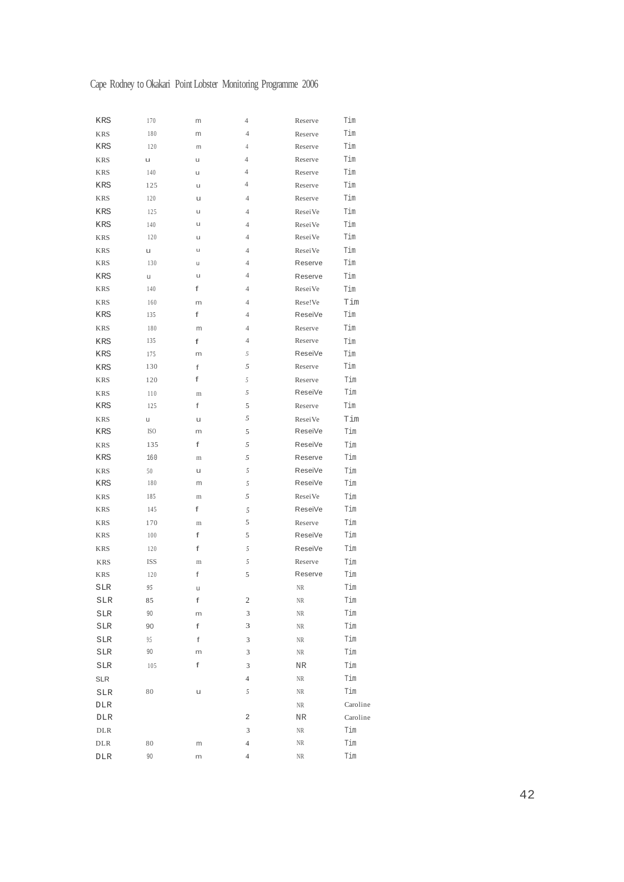| KRS | 170 | m | 4 | Reserve | Tim |
|---|---|---|---|---|---|
| KRS | 180 | m | 4 | Reserve | Tim |
| KRS | 120 | m | 4 | Reserve | Tim |
| KRS | u | u | 4 | Reserve | Tim |
| KRS | 140 | u | 4 | Reserve | Tim |
| KRS | 125 | u | 4 | Reserve | Tim |
| KRS | 120 | u | 4 | Reserve | Tim |
| KRS | 125 | u | 4 | ReseiVe | Tim |
| KRS | 140 | u | 4 | ReseiVe | Tim |
| KRS | 120 | u | 4 | ReseiVe | Tim |
| KRS | u | u | 4 | ReseiVe | Tim |
| KRS | 130 | u | 4 | Reserve | Tim |
| KRS | u | u | 4 | Reserve | Tim |
| KRS | 140 | f | 4 | ReseiVe | Tim |
| KRS | 160 | m | 4 | Rese!Ve | Tim |
| KRS | 135 | f | 4 | ReseiVe | Tim |
| KRS | 180 | m | 4 | Reserve | Tim |
| KRS | 135 | f | 4 | Reserve | Tim |
| KRS | 175 | m | 5 | ReseiVe | Tim |
| KRS | 130 | f | 5 | Reserve | Tim |
| KRS | 120 | f | 5 | Reserve | Tim |
| KRS | 110 | m | 5 | ReseiVe | Tim |
| KRS | 125 | f | 5 | Reserve | Tim |
| KRS | u | u | 5 | ReseiVe | Tim |
| KRS | ISO | m | 5 | ReseiVe | Tim |
| KRS | 135 | f | 5 | ReseiVe | Tim |
| KRS | 160 | m | 5 | Reserve | Tim |
| KRS | 50 | u | 5 | ReseiVe | Tim |
| KRS | 180 | m | 5 | ReseiVe | Tim |
| KRS | 185 | m | 5 | ReseiVe | Tim |
| KRS | 145 | f | 5 | ReseiVe | Tim |
| KRS | 170 | m | 5 | Reserve | Tim |
| KRS | 100 | f | 5 | ReseiVe | Tim |
| KRS | 120 | f | 5 | ReseiVe | Tim |
| KRS | ISS | m | 5 | Reserve | Tim |
| KRS | 120 | f | 5 | Reserve | Tim |
| SLR | 95 | u | | NR | Tim |
| SLR | 85 | f | 2 | NR | Tim |
| SLR | 90 | m | 3 | NR | Tim |
| SLR | 90 | f | 3 | NR | Tim |
| SLR | 95 | f | 3 | NR | Tim |
| SLR | 90 | m | 3 | NR | Tim |
| SLR | 105 | f | 3 | NR | Tim |
| SLR | | | 4 | NR | Tim |
| SLR | 80 | u | 5 | NR | Tim |
| DLR | | | | NR | Caroline |
| DLR | | | 2 | NR | Caroline |
| DLR | | | 3 | NR | Tim |
| DLR | 80 | m | 4 | NR | Tim |
| DLR | 90 | m | 4 | NR | Tim |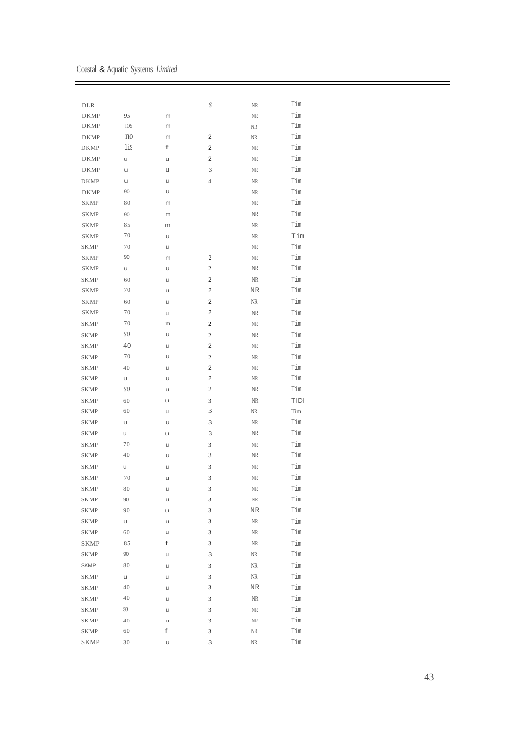| DLR | | | S | NR | Tim |
|---|---|---|---|---|---|
| DKMP | 95 | m | | NR | Tim |
| DKMP | lOS | m | | NR | Tim |
| DKMP | no | m | 2 | NR | Tim |
| DKMP | liS | f | 2 | NR | Tim |
| DKMP | u | u | 2 | NR | Tim |
| DKMP | u | u | 3 | NR | Tim |
| DKMP | u | u | 4 | NR | Tim |
| DKMP | 90 | u | | NR | Tim |
| SKMP | 80 | m | | NR | Tim |
| SKMP | 90 | m | | NR | Tim |
| SKMP | 85 | m | | NR | Tim |
| SKMP | 70 | u | | NR | Tim |
| SKMP | 70 | u | | NR | Tim |
| SKMP | 90 | m | 2 | NR | Tim |
| SKMP | u | u | 2 | NR | Tim |
| SKMP | 60 | u | 2 | NR | Tim |
| SKMP | 70 | u | 2 | NR | Tim |
| SKMP | 60 | u | 2 | NR | Tim |
| SKMP | 70 | u | 2 | NR | Tim |
| SKMP | 70 | m | 2 | NR | Tim |
| SKMP | SO | u | 2 | NR | Tim |
| SKMP | 40 | u | 2 | NR | Tim |
| SKMP | 70 | u | 2 | NR | Tim |
| SKMP | 40 | u | 2 | NR | Tim |
| SKMP | u | u | 2 | NR | Tim |
| SKMP | SO | u | 2 | NR | Tim |
| SKMP | 60 | u | 3 | NR | TIDl |
| SKMP | 60 | u | 3 | NR | Tim |
| SKMP | u | u | 3 | NR | Tim |
| SKMP | u | u | 3 | NR | Tim |
| SKMP | 70 | u | 3 | NR | Tim |
| SKMP | 40 | u | 3 | NR | Tim |
| SKMP | u | u | 3 | NR | Tim |
| SKMP | 70 | u | 3 | NR | Tim |
| SKMP | 80 | u | 3 | NR | Tim |
| SKMP | 90 | u | 3 | NR | Tim |
| SKMP | 90 | u | 3 | NR | Tim |
| SKMP | u | u | 3 | NR | Tim |
| SKMP | 60 | u | 3 | NR | Tim |
| SKMP | 85 | f | 3 | NR | Tim |
| SKMP | 90 | u | 3 | NR | Tim |
| SKMP | 80 | u | 3 | NR | Tim |
| SKMP | u | u | 3 | NR | Tim |
| SKMP | 40 | u | 3 | NR | Tim |
| SKMP | 40 | u | 3 | NR | Tim |
| SKMP | SO | u | 3 | NR | Tim |
| SKMP | 40 | u | 3 | NR | Tim |
| SKMP | 60 | f | 3 | NR | Tim |
| SKMP | 30 | u | 3 | NR | Tim |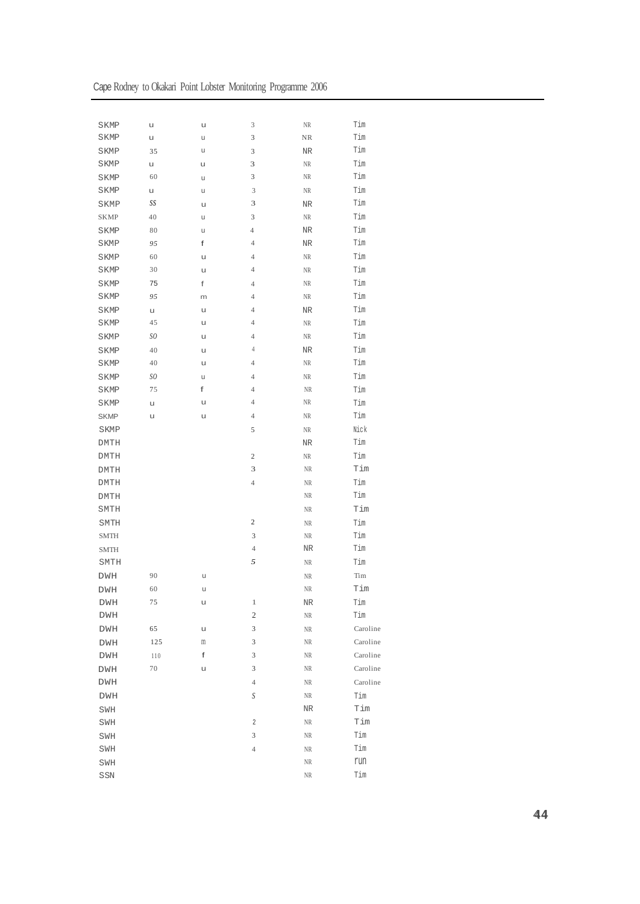| | | | | | |
|---|---|---|---|---|---|
| SKMP | u | u | 3 | NR | Tim |
| SKMP | u | u | 3 | NR | Tim |
| SKMP | 35 | u | 3 | NR | Tim |
| SKMP | u | u | 3 | NR | Tim |
| SKMP | 60 | u | 3 | NR | Tim |
| SKMP | u | u | 3 | NR | Tim |
| SKMP | SS | u | 3 | NR | Tim |
| SKMP | 40 | u | 3 | NR | Tim |
| SKMP | 80 | u | 4 | NR | Tim |
| SKMP | 95 | f | 4 | NR | Tim |
| SKMP | 60 | u | 4 | NR | Tim |
| SKMP | 30 | u | 4 | NR | Tim |
| SKMP | 75 | f | 4 | NR | Tim |
| SKMP | 95 | m | 4 | NR | Tim |
| SKMP | u | u | 4 | NR | Tim |
| SKMP | 45 | u | 4 | NR | Tim |
| SKMP | SO | u | 4 | NR | Tim |
| SKMP | 40 | u | 4 | NR | Tim |
| SKMP | 40 | u | 4 | NR | Tim |
| SKMP | SO | u | 4 | NR | Tim |
| SKMP | 75 | f | 4 | NR | Tim |
| SKMP | u | u | 4 | NR | Tim |
| SKMP | u | u | 4 | NR | Tim |
| SKMP | | | 5 | NR | Nick |
| DMTH | | | | NR | Tim |
| DMTH | | | 2 | NR | Tim |
| DMTH | | | 3 | NR | Tim |
| DMTH | | | 4 | NR | Tim |
| DMTH | | | | NR | Tim |
| SMTH | | | | NR | Tim |
| SMTH | | | 2 | NR | Tim |
| SMTH | | | 3 | NR | Tim |
| SMTH | | | 4 | NR | Tim |
| SMTH | | | 5 | NR | Tim |
| DWH | 90 | u | | NR | Tim |
| DWH | 60 | u | | NR | Tim |
| DWH | 75 | u | 1 | NR | Tim |
| DWH | | | 2 | NR | Tim |
| DWH | 65 | u | 3 | NR | Caroline |
| DWH | 125 | m | 3 | NR | Caroline |
| DWH | 110 | f | 3 | NR | Caroline |
| DWH | 70 | u | 3 | NR | Caroline |
| DWH | | | 4 | NR | Caroline |
| DWH | | | S | NR | Tim |
| SWH | | | | NR | Tim |
| SWH | | | 2 | NR | Tim |
| SWH | | | 3 | NR | Tim |
| SWH | | | 4 | NR | Tim |
| SWH | | | | NR | run |
| SSN | | | | NR | Tim |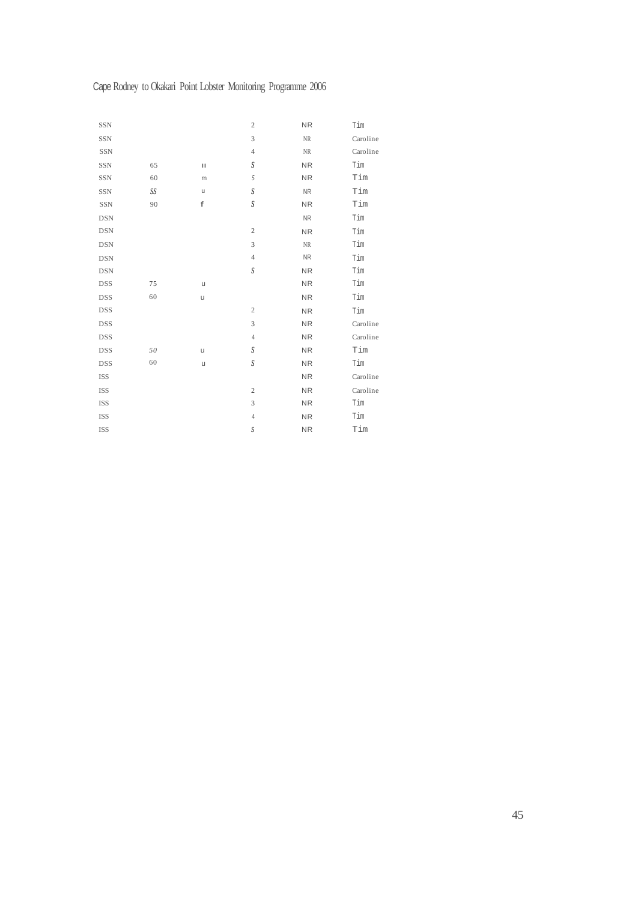| | | | | | |
|---|---|---|---|---|---|
| SSN | | | 2 | NR | Tim |
| SSN | | | 3 | NR | Caroline |
| SSN | | | 4 | NR | Caroline |
| SSN | 65 | II | S | NR | Tim |
| SSN | 60 | m | 5 | NR | Tim |
| SSN | SS | u | S | NR | Tim |
| SSN | 90 | f | S | NR | Tim |
| DSN | | | | NR | Tim |
| DSN | | | 2 | NR | Tim |
| DSN | | | 3 | NR | Tim |
| DSN | | | 4 | NR | Tim |
| DSN | | | S | NR | Tim |
| DSS | 75 | u | | NR | Tim |
| DSS | 60 | u | | NR | Tim |
| DSS | | | 2 | NR | Tim |
| DSS | | | 3 | NR | Caroline |
| DSS | | | 4 | NR | Caroline |
| DSS | 50 | u | S | NR | Tim |
| DSS | 60 | u | S | NR | Tim |
| ISS | | | | NR | Caroline |
| ISS | | | 2 | NR | Caroline |
| ISS | | | 3 | NR | Tim |
| ISS | | | 4 | NR | Tim |
| ISS | | | S | NR | Tim |